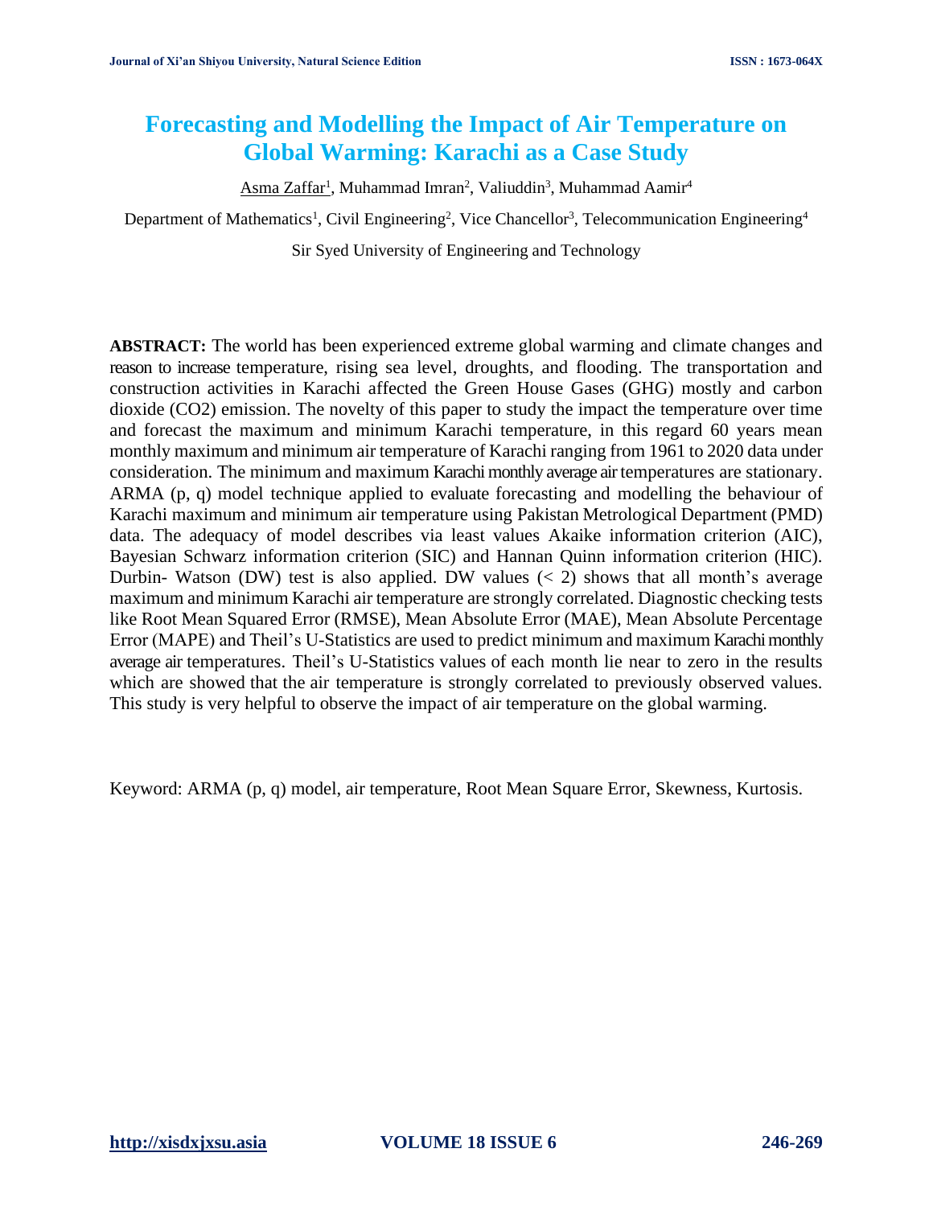# Forecasting and Modelling the Impact of Air Temperature on Global Warming: Karachi as a Case Study

Asma Zaffar[1], Muhammad Imran[2], Valiuddin[3], Muhammad Aamir[4]

Department of Mathematics[1], Civil Engineering[2], Vice Chancellor[3], Telecommunication Engineering[4]

Sir Syed University of Engineering and Technology

**ABSTRACT:** The world has been experienced extreme global warming and climate changes and reason to increase temperature, rising sea level, droughts, and flooding. The transportation and construction activities in Karachi affected the Green House Gases (GHG) mostly and carbon dioxide (CO2) emission. The novelty of this paper to study the impact the temperature over time and forecast the maximum and minimum Karachi temperature, in this regard 60 years mean monthly maximum and minimum air temperature of Karachi ranging from 1961 to 2020 data under consideration. The minimum and maximum Karachi monthly average air temperatures are stationary. ARMA (p, q) model technique applied to evaluate forecasting and modelling the behaviour of Karachi maximum and minimum air temperature using Pakistan Metrological Department (PMD) data. The adequacy of model describes via least values Akaike information criterion (AIC), Bayesian Schwarz information criterion (SIC) and Hannan Quinn information criterion (HIC). Durbin- Watson (DW) test is also applied. DW values (< 2) shows that all month's average maximum and minimum Karachi air temperature are strongly correlated. Diagnostic checking tests like Root Mean Squared Error (RMSE), Mean Absolute Error (MAE), Mean Absolute Percentage Error (MAPE) and Theil's U-Statistics are used to predict minimum and maximum Karachi monthly average air temperatures. Theil's U-Statistics values of each month lie near to zero in the results which are showed that the air temperature is strongly correlated to previously observed values. This study is very helpful to observe the impact of air temperature on the global warming.

Keyword: ARMA (p, q) model, air temperature, Root Mean Square Error, Skewness, Kurtosis.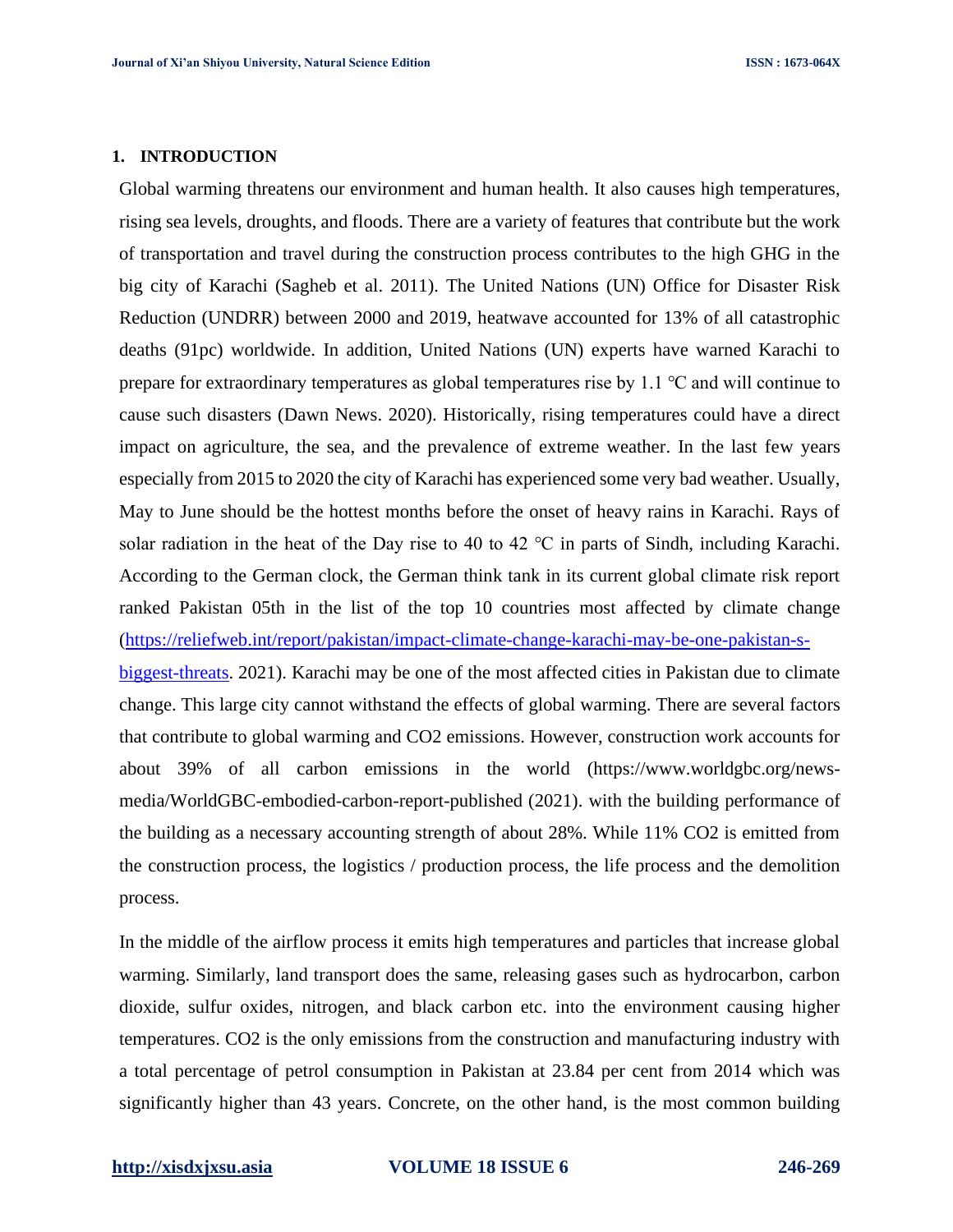## 1. INTRODUCTION

Global warming threatens our environment and human health. It also causes high temperatures, rising sea levels, droughts, and floods. There are a variety of features that contribute but the work of transportation and travel during the construction process contributes to the high GHG in the big city of Karachi (Sagheb et al. 2011). The United Nations (UN) Office for Disaster Risk Reduction (UNDRR) between 2000 and 2019, heatwave accounted for 13% of all catastrophic deaths (91pc) worldwide. In addition, United Nations (UN) experts have warned Karachi to prepare for extraordinary temperatures as global temperatures rise by 1.1 ℃ and will continue to cause such disasters (Dawn News. 2020). Historically, rising temperatures could have a direct impact on agriculture, the sea, and the prevalence of extreme weather. In the last few years especially from 2015 to 2020 the city of Karachi has experienced some very bad weather. Usually, May to June should be the hottest months before the onset of heavy rains in Karachi. Rays of solar radiation in the heat of the Day rise to 40 to 42 ℃ in parts of Sindh, including Karachi. According to the German clock, the German think tank in its current global climate risk report ranked Pakistan 05th in the list of the top 10 countries most affected by climate change (https://reliefweb.int/report/pakistan/impact-climate-change-karachi-may-be-one-pakistan-s-biggest-threats. 2021). Karachi may be one of the most affected cities in Pakistan due to climate change. This large city cannot withstand the effects of global warming. There are several factors that contribute to global warming and CO2 emissions. However, construction work accounts for about 39% of all carbon emissions in the world (https://www.worldgbc.org/news-media/WorldGBC-embodied-carbon-report-published (2021). with the building performance of the building as a necessary accounting strength of about 28%. While 11% CO2 is emitted from the construction process, the logistics / production process, the life process and the demolition process.

In the middle of the airflow process it emits high temperatures and particles that increase global warming. Similarly, land transport does the same, releasing gases such as hydrocarbon, carbon dioxide, sulfur oxides, nitrogen, and black carbon etc. into the environment causing higher temperatures. CO2 is the only emissions from the construction and manufacturing industry with a total percentage of petrol consumption in Pakistan at 23.84 per cent from 2014 which was significantly higher than 43 years. Concrete, on the other hand, is the most common building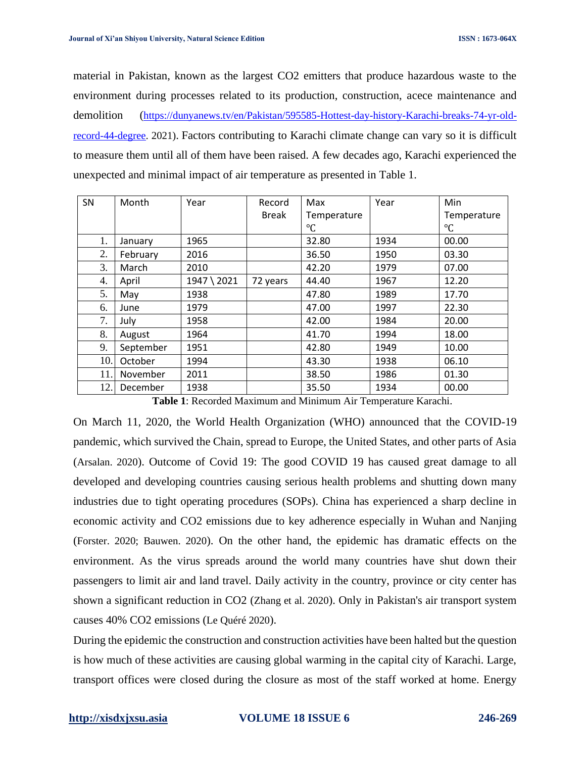material in Pakistan, known as the largest CO2 emitters that produce hazardous waste to the environment during processes related to its production, construction, acece maintenance and demolition (https://dunyanews.tv/en/Pakistan/595585-Hottest-day-history-Karachi-breaks-74-yr-old-record-44-degree. 2021). Factors contributing to Karachi climate change can vary so it is difficult to measure them until all of them have been raised. A few decades ago, Karachi experienced the unexpected and minimal impact of air temperature as presented in Table 1.

| SN | Month | Year | Record Break | Max Temperature ℃ | Year | Min Temperature ℃ |
|---|---|---|---|---|---|---|
| 1. | January | 1965 | | 32.80 | 1934 | 00.00 |
| 2. | February | 2016 | | 36.50 | 1950 | 03.30 |
| 3. | March | 2010 | | 42.20 | 1979 | 07.00 |
| 4. | April | 1947 \ 2021 | 72 years | 44.40 | 1967 | 12.20 |
| 5. | May | 1938 | | 47.80 | 1989 | 17.70 |
| 6. | June | 1979 | | 47.00 | 1997 | 22.30 |
| 7. | July | 1958 | | 42.00 | 1984 | 20.00 |
| 8. | August | 1964 | | 41.70 | 1994 | 18.00 |
| 9. | September | 1951 | | 42.80 | 1949 | 10.00 |
| 10. | October | 1994 | | 43.30 | 1938 | 06.10 |
| 11. | November | 2011 | | 38.50 | 1986 | 01.30 |
| 12. | December | 1938 | | 35.50 | 1934 | 00.00 |

**Table 1**: Recorded Maximum and Minimum Air Temperature Karachi.

On March 11, 2020, the World Health Organization (WHO) announced that the COVID-19 pandemic, which survived the Chain, spread to Europe, the United States, and other parts of Asia (Arsalan. 2020). Outcome of Covid 19: The good COVID 19 has caused great damage to all developed and developing countries causing serious health problems and shutting down many industries due to tight operating procedures (SOPs). China has experienced a sharp decline in economic activity and CO2 emissions due to key adherence especially in Wuhan and Nanjing (Forster. 2020; Bauwen. 2020). On the other hand, the epidemic has dramatic effects on the environment. As the virus spreads around the world many countries have shut down their passengers to limit air and land travel. Daily activity in the country, province or city center has shown a significant reduction in CO2 (Zhang et al. 2020). Only in Pakistan's air transport system causes 40% CO2 emissions (Le Quéré 2020).

During the epidemic the construction and construction activities have been halted but the question is how much of these activities are causing global warming in the capital city of Karachi. Large, transport offices were closed during the closure as most of the staff worked at home. Energy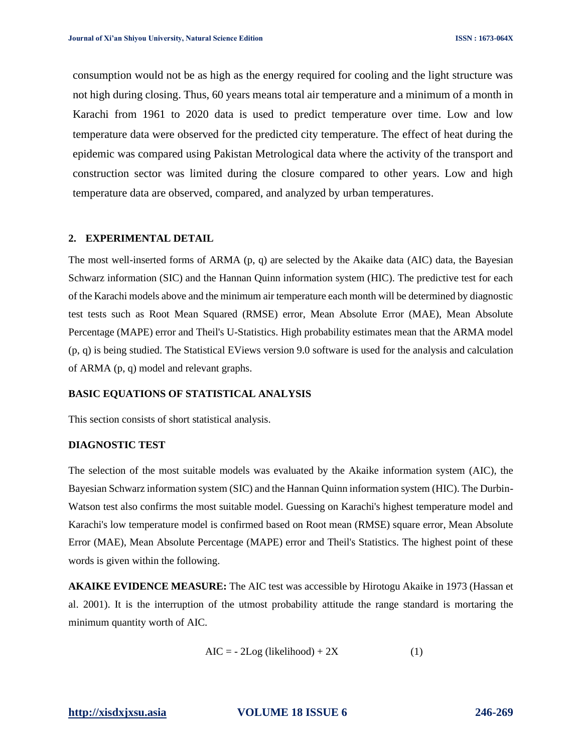consumption would not be as high as the energy required for cooling and the light structure was not high during closing. Thus, 60 years means total air temperature and a minimum of a month in Karachi from 1961 to 2020 data is used to predict temperature over time. Low and low temperature data were observed for the predicted city temperature. The effect of heat during the epidemic was compared using Pakistan Metrological data where the activity of the transport and construction sector was limited during the closure compared to other years. Low and high temperature data are observed, compared, and analyzed by urban temperatures.

## 2. EXPERIMENTAL DETAIL

The most well-inserted forms of ARMA (p, q) are selected by the Akaike data (AIC) data, the Bayesian Schwarz information (SIC) and the Hannan Quinn information system (HIC). The predictive test for each of the Karachi models above and the minimum air temperature each month will be determined by diagnostic test tests such as Root Mean Squared (RMSE) error, Mean Absolute Error (MAE), Mean Absolute Percentage (MAPE) error and Theil's U-Statistics. High probability estimates mean that the ARMA model (p, q) is being studied. The Statistical EViews version 9.0 software is used for the analysis and calculation of ARMA (p, q) model and relevant graphs.

### BASIC EQUATIONS OF STATISTICAL ANALYSIS

This section consists of short statistical analysis.

### DIAGNOSTIC TEST

The selection of the most suitable models was evaluated by the Akaike information system (AIC), the Bayesian Schwarz information system (SIC) and the Hannan Quinn information system (HIC). The Durbin-Watson test also confirms the most suitable model. Guessing on Karachi's highest temperature model and Karachi's low temperature model is confirmed based on Root mean (RMSE) square error, Mean Absolute Error (MAE), Mean Absolute Percentage (MAPE) error and Theil's Statistics. The highest point of these words is given within the following.

**AKAIKE EVIDENCE MEASURE:** The AIC test was accessible by Hirotogu Akaike in 1973 (Hassan et al. 2001). It is the interruption of the utmost probability attitude the range standard is mortaring the minimum quantity worth of AIC.

$$\text{AIC} = -2\text{Log}(\text{likelihood}) + 2X \qquad (1)$$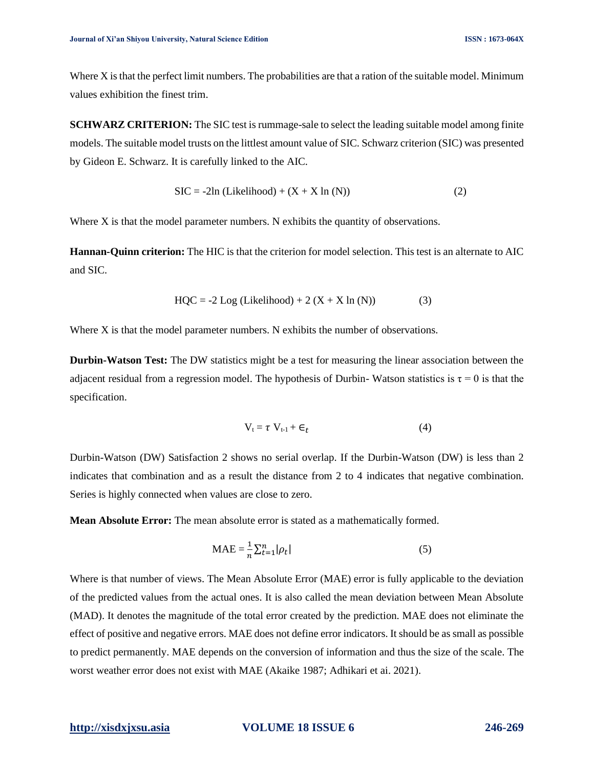Where X is that the perfect limit numbers. The probabilities are that a ration of the suitable model. Minimum values exhibition the finest trim.

**SCHWARZ CRITERION:** The SIC test is rummage-sale to select the leading suitable model among finite models. The suitable model trusts on the littlest amount value of SIC. Schwarz criterion (SIC) was presented by Gideon E. Schwarz. It is carefully linked to the AIC.

$$\text{SIC} = -2\ln(\text{Likelihood}) + (X + X\ln(N)) \tag{2}$$

Where X is that the model parameter numbers. N exhibits the quantity of observations.

**Hannan-Quinn criterion:** The HIC is that the criterion for model selection. This test is an alternate to AIC and SIC.

$$\text{HQC} = -2\,\text{Log}(\text{Likelihood}) + 2(X + X\ln(N)) \tag{3}$$

Where X is that the model parameter numbers. N exhibits the number of observations.

**Durbin-Watson Test:** The DW statistics might be a test for measuring the linear association between the adjacent residual from a regression model. The hypothesis of Durbin- Watson statistics is $\tau = 0$ is that the specification.

$$V_t = \tau V_{t-1} + \epsilon_t \tag{4}$$

Durbin-Watson (DW) Satisfaction 2 shows no serial overlap. If the Durbin-Watson (DW) is less than 2 indicates that combination and as a result the distance from 2 to 4 indicates that negative combination. Series is highly connected when values are close to zero.

**Mean Absolute Error:** The mean absolute error is stated as a mathematically formed.

$$\text{MAE} = \frac{1}{n}\sum_{t=1}^{n}|\rho_t| \tag{5}$$

Where is that number of views. The Mean Absolute Error (MAE) error is fully applicable to the deviation of the predicted values from the actual ones. It is also called the mean deviation between Mean Absolute (MAD). It denotes the magnitude of the total error created by the prediction. MAE does not eliminate the effect of positive and negative errors. MAE does not define error indicators. It should be as small as possible to predict permanently. MAE depends on the conversion of information and thus the size of the scale. The worst weather error does not exist with MAE (Akaike 1987; Adhikari et ai. 2021).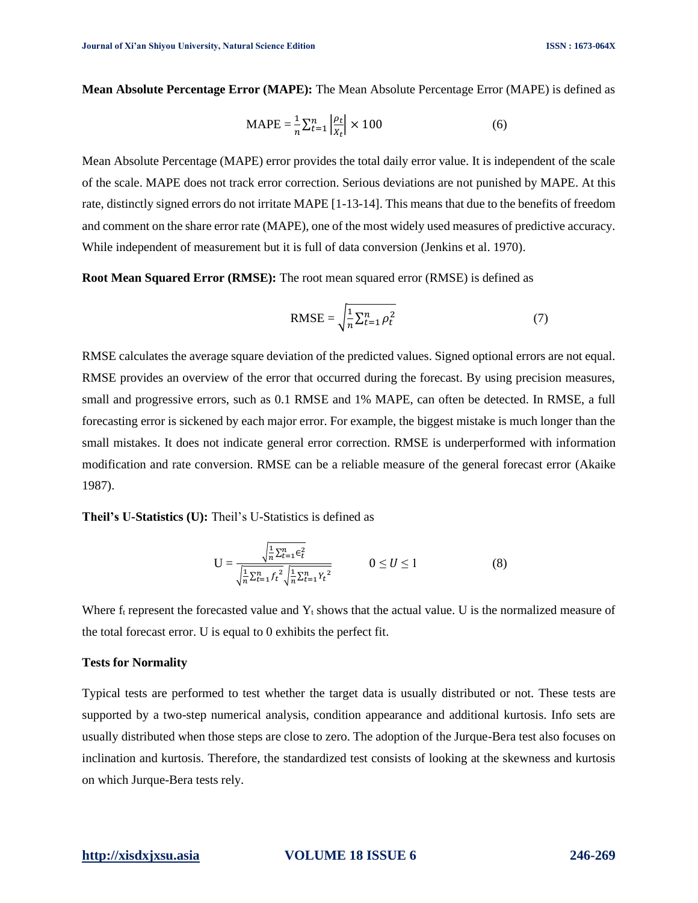**Mean Absolute Percentage Error (MAPE):** The Mean Absolute Percentage Error (MAPE) is defined as

$$\text{MAPE} = \frac{1}{n}\sum_{t=1}^{n}\left|\frac{\rho_t}{X_t}\right| \times 100 \qquad (6)$$

Mean Absolute Percentage (MAPE) error provides the total daily error value. It is independent of the scale of the scale. MAPE does not track error correction. Serious deviations are not punished by MAPE. At this rate, distinctly signed errors do not irritate MAPE [1-13-14]. This means that due to the benefits of freedom and comment on the share error rate (MAPE), one of the most widely used measures of predictive accuracy. While independent of measurement but it is full of data conversion (Jenkins et al. 1970).

**Root Mean Squared Error (RMSE):** The root mean squared error (RMSE) is defined as

$$\text{RMSE} = \sqrt{\frac{1}{n}\sum_{t=1}^{n}\rho_t^2} \qquad (7)$$

RMSE calculates the average square deviation of the predicted values. Signed optional errors are not equal. RMSE provides an overview of the error that occurred during the forecast. By using precision measures, small and progressive errors, such as 0.1 RMSE and 1% MAPE, can often be detected. In RMSE, a full forecasting error is sickened by each major error. For example, the biggest mistake is much longer than the small mistakes. It does not indicate general error correction. RMSE is underperformed with information modification and rate conversion. RMSE can be a reliable measure of the general forecast error (Akaike 1987).

**Theil's U-Statistics (U):** Theil's U-Statistics is defined as

$$\text{U} = \frac{\sqrt{\frac{1}{n}\sum_{t=1}^{n}\epsilon_t^2}}{\sqrt{\frac{1}{n}\sum_{t=1}^{n}{f_t}^2}\sqrt{\frac{1}{n}\sum_{t=1}^{n}{Y_t}^2}} \qquad 0 \leq U \leq 1 \qquad (8)$$

Where $f_t$ represent the forecasted value and $Y_t$ shows that the actual value. U is the normalized measure of the total forecast error. U is equal to 0 exhibits the perfect fit.

### Tests for Normality

Typical tests are performed to test whether the target data is usually distributed or not. These tests are supported by a two-step numerical analysis, condition appearance and additional kurtosis. Info sets are usually distributed when those steps are close to zero. The adoption of the Jurque-Bera test also focuses on inclination and kurtosis. Therefore, the standardized test consists of looking at the skewness and kurtosis on which Jurque-Bera tests rely.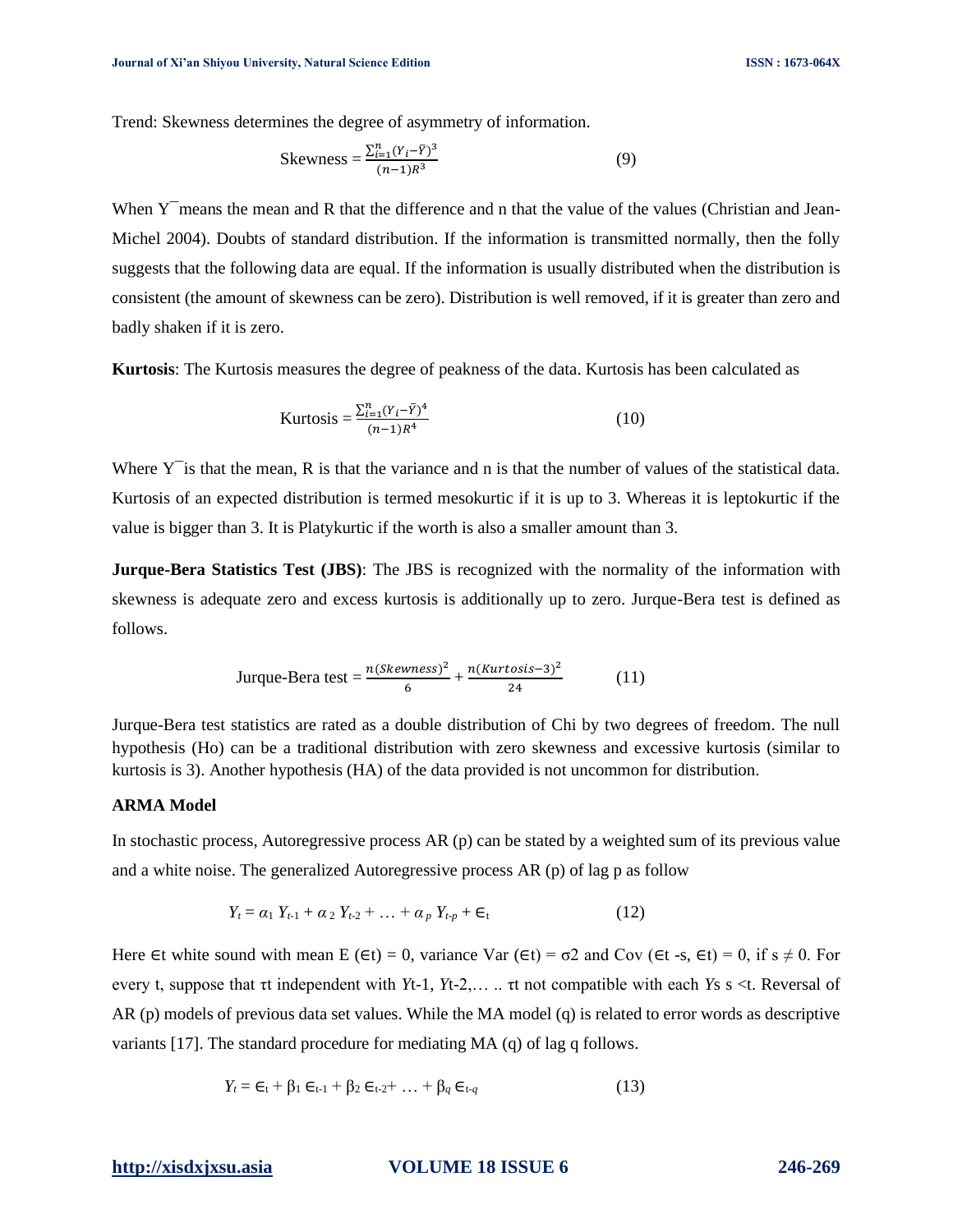Trend: Skewness determines the degree of asymmetry of information.

$$\text{Skewness} = \frac{\sum_{i=1}^{n}(Y_i - \bar{Y})^3}{(n-1)R^3} \tag{9}$$

When $\bar{Y}$ means the mean and R that the difference and n that the value of the values (Christian and Jean-Michel 2004). Doubts of standard distribution. If the information is transmitted normally, then the folly suggests that the following data are equal. If the information is usually distributed when the distribution is consistent (the amount of skewness can be zero). Distribution is well removed, if it is greater than zero and badly shaken if it is zero.

**Kurtosis**: The Kurtosis measures the degree of peakness of the data. Kurtosis has been calculated as

$$\text{Kurtosis} = \frac{\sum_{i=1}^{n}(Y_i - \bar{Y})^4}{(n-1)R^4} \tag{10}$$

Where $\bar{Y}$ is that the mean, R is that the variance and n is that the number of values of the statistical data. Kurtosis of an expected distribution is termed mesokurtic if it is up to 3. Whereas it is leptokurtic if the value is bigger than 3. It is Platykurtic if the worth is also a smaller amount than 3.

**Jurque-Bera Statistics Test (JBS)**: The JBS is recognized with the normality of the information with skewness is adequate zero and excess kurtosis is additionally up to zero. Jurque-Bera test is defined as follows.

$$\text{Jurque-Bera test} = \frac{n(Skewness)^2}{6} + \frac{n(Kurtosis-3)^2}{24} \tag{11}$$

Jurque-Bera test statistics are rated as a double distribution of Chi by two degrees of freedom. The null hypothesis (Ho) can be a traditional distribution with zero skewness and excessive kurtosis (similar to kurtosis is 3). Another hypothesis (HA) of the data provided is not uncommon for distribution.

### ARMA Model

In stochastic process, Autoregressive process AR (p) can be stated by a weighted sum of its previous value and a white noise. The generalized Autoregressive process AR (p) of lag p as follow

$$Y_t = \alpha_1 Y_{t-1} + \alpha_2 Y_{t-2} + \ldots + \alpha_p Y_{t-p} + \epsilon_t \tag{12}$$

Here $\epsilon_t$ white sound with mean $E(\epsilon_t) = 0$, variance $Var(\epsilon_t) = \sigma^2$ and $Cov(\epsilon_{t-s}, \epsilon_t) = 0$, if $s \neq 0$. For every t, suppose that $\tau_t$ independent with $Y_{t-1}, Y_{t-2}, \ldots$ .. $\tau_t$ not compatible with each $Y_s$ $s < t$. Reversal of AR (p) models of previous data set values. While the MA model (q) is related to error words as descriptive variants [17]. The standard procedure for mediating MA (q) of lag q follows.

$$Y_t = \epsilon_t + \beta_1 \epsilon_{t-1} + \beta_2 \epsilon_{t-2} + \ldots + \beta_q \epsilon_{t-q} \tag{13}$$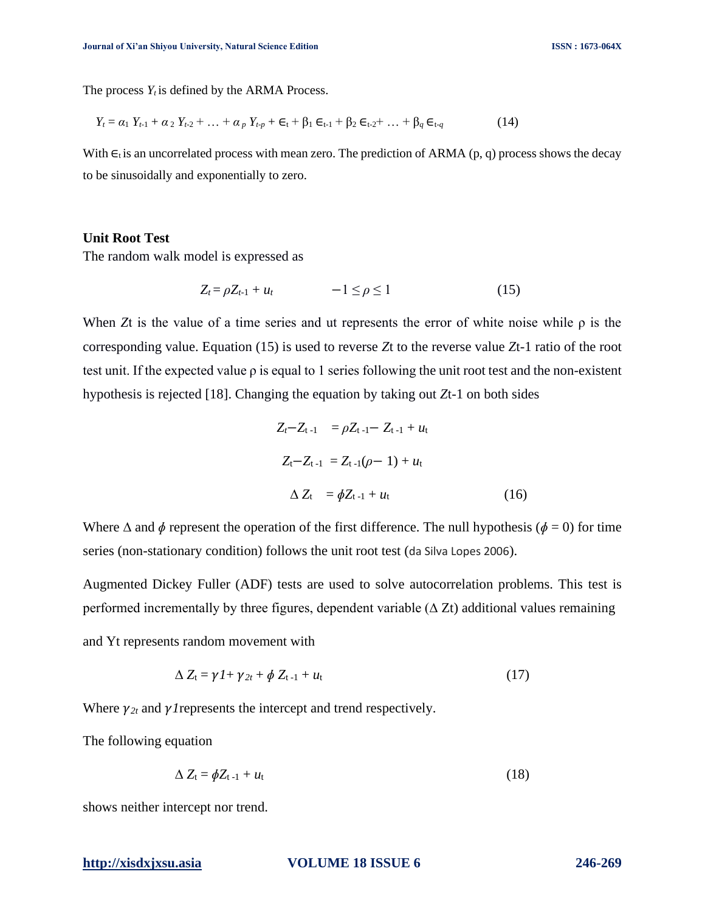The process $Y_t$ is defined by the ARMA Process.

$$Y_t = \alpha_1 Y_{t-1} + \alpha_2 Y_{t-2} + \ldots + \alpha_p Y_{t-p} + \epsilon_t + \beta_1 \epsilon_{t-1} + \beta_2 \epsilon_{t-2} + \ldots + \beta_q \epsilon_{t-q} \quad (14)$$

With $\epsilon_t$ is an uncorrelated process with mean zero. The prediction of ARMA (p, q) process shows the decay to be sinusoidally and exponentially to zero.

**Unit Root Test**

The random walk model is expressed as

$$Z_t = \rho Z_{t-1} + u_t \qquad -1 \leq \rho \leq 1 \quad (15)$$

When $Z$t is the value of a time series and ut represents the error of white noise while ρ is the corresponding value. Equation (15) is used to reverse $Z$t to the reverse value $Z$t-1 ratio of the root test unit. If the expected value ρ is equal to 1 series following the unit root test and the non-existent hypothesis is rejected [18]. Changing the equation by taking out $Z$t-1 on both sides

$$Z_t - Z_{t-1} = \rho Z_{t-1} - Z_{t-1} + u_t$$

$$Z_t - Z_{t-1} = Z_{t-1}(\rho - 1) + u_t$$

$$\Delta Z_t = \phi Z_{t-1} + u_t \quad (16)$$

Where $\Delta$ and $\phi$ represent the operation of the first difference. The null hypothesis ($\phi = 0$) for time series (non-stationary condition) follows the unit root test (da Silva Lopes 2006).

Augmented Dickey Fuller (ADF) tests are used to solve autocorrelation problems. This test is performed incrementally by three figures, dependent variable ($\Delta$ Zt) additional values remaining

and Yt represents random movement with

$$\Delta Z_t = \gamma 1 + \gamma_{2t} + \phi Z_{t-1} + u_t \quad (17)$$

Where $\gamma_{2t}$ and $\gamma 1$represents the intercept and trend respectively.

The following equation

$$\Delta Z_t = \phi Z_{t-1} + u_t \quad (18)$$

shows neither intercept nor trend.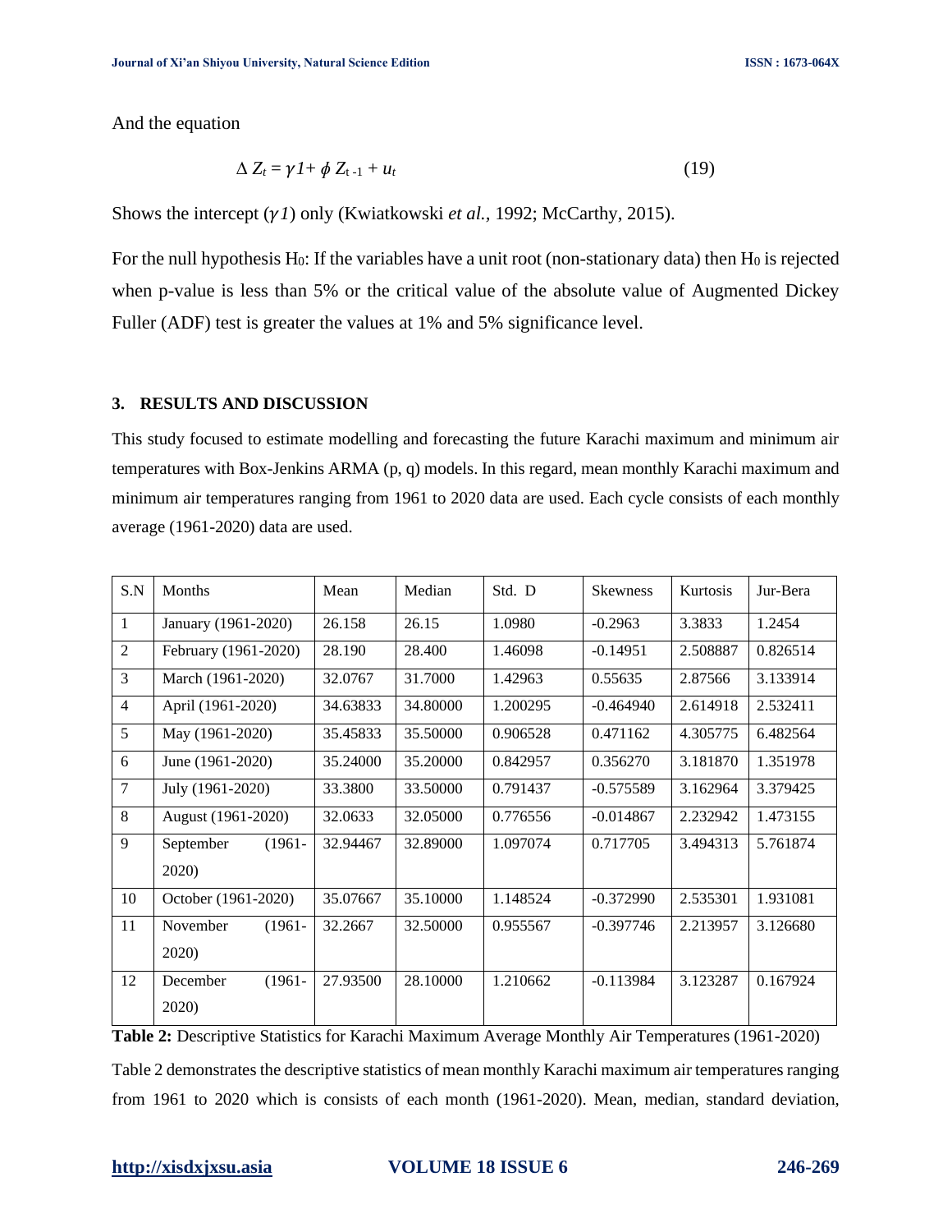And the equation

$$\Delta Z_t = \gamma 1 + \phi Z_{t-1} + u_t \tag{19}$$

Shows the intercept ($\gamma 1$) only (Kwiatkowski *et al.*, 1992; McCarthy, 2015).

For the null hypothesis $H_0$: If the variables have a unit root (non-stationary data) then $H_0$ is rejected when p-value is less than 5% or the critical value of the absolute value of Augmented Dickey Fuller (ADF) test is greater the values at 1% and 5% significance level.

## 3. RESULTS AND DISCUSSION

This study focused to estimate modelling and forecasting the future Karachi maximum and minimum air temperatures with Box-Jenkins ARMA (p, q) models. In this regard, mean monthly Karachi maximum and minimum air temperatures ranging from 1961 to 2020 data are used. Each cycle consists of each monthly average (1961-2020) data are used.

| S.N | Months | Mean | Median | Std. D | Skewness | Kurtosis | Jur-Bera |
|---|---|---|---|---|---|---|---|
| 1 | January (1961-2020) | 26.158 | 26.15 | 1.0980 | -0.2963 | 3.3833 | 1.2454 |
| 2 | February (1961-2020) | 28.190 | 28.400 | 1.46098 | -0.14951 | 2.508887 | 0.826514 |
| 3 | March (1961-2020) | 32.0767 | 31.7000 | 1.42963 | 0.55635 | 2.87566 | 3.133914 |
| 4 | April (1961-2020) | 34.63833 | 34.80000 | 1.200295 | -0.464940 | 2.614918 | 2.532411 |
| 5 | May (1961-2020) | 35.45833 | 35.50000 | 0.906528 | 0.471162 | 4.305775 | 6.482564 |
| 6 | June (1961-2020) | 35.24000 | 35.20000 | 0.842957 | 0.356270 | 3.181870 | 1.351978 |
| 7 | July (1961-2020) | 33.3800 | 33.50000 | 0.791437 | -0.575589 | 3.162964 | 3.379425 |
| 8 | August (1961-2020) | 32.0633 | 32.05000 | 0.776556 | -0.014867 | 2.232942 | 1.473155 |
| 9 | September (1961-2020) | 32.94467 | 32.89000 | 1.097074 | 0.717705 | 3.494313 | 5.761874 |
| 10 | October (1961-2020) | 35.07667 | 35.10000 | 1.148524 | -0.372990 | 2.535301 | 1.931081 |
| 11 | November (1961-2020) | 32.2667 | 32.50000 | 0.955567 | -0.397746 | 2.213957 | 3.126680 |
| 12 | December (1961-2020) | 27.93500 | 28.10000 | 1.210662 | -0.113984 | 3.123287 | 0.167924 |

**Table 2:** Descriptive Statistics for Karachi Maximum Average Monthly Air Temperatures (1961-2020)

Table 2 demonstrates the descriptive statistics of mean monthly Karachi maximum air temperatures ranging from 1961 to 2020 which is consists of each month (1961-2020). Mean, median, standard deviation,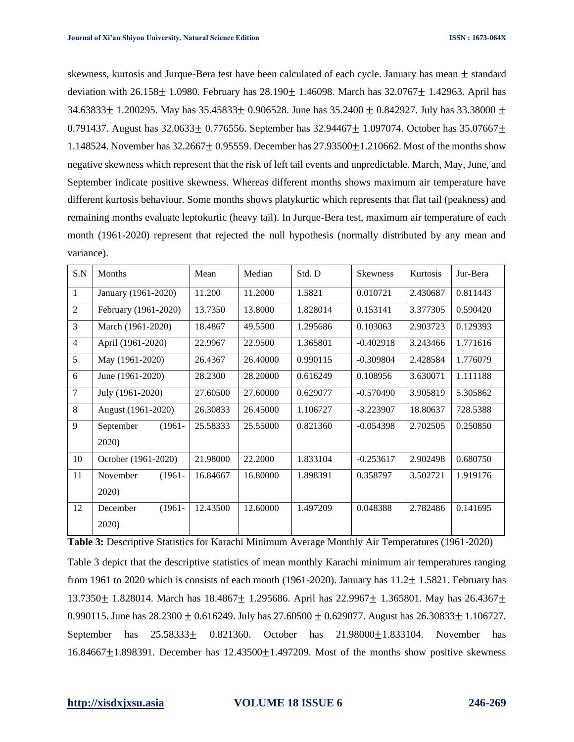skewness, kurtosis and Jurque-Bera test have been calculated of each cycle. January has mean ± standard deviation with 26.158± 1.0980. February has 28.190± 1.46098. March has 32.0767± 1.42963. April has 34.63833± 1.200295. May has 35.45833± 0.906528. June has 35.2400 ± 0.842927. July has 33.38000 ± 0.791437. August has 32.0633± 0.776556. September has 32.94467± 1.097074. October has 35.07667± 1.148524. November has 32.2667± 0.95559. December has 27.93500±1.210662. Most of the months show negative skewness which represent that the risk of left tail events and unpredictable. March, May, June, and September indicate positive skewness. Whereas different months shows maximum air temperature have different kurtosis behaviour. Some months shows platykurtic which represents that flat tail (peakness) and remaining months evaluate leptokurtic (heavy tail). In Jurque-Bera test, maximum air temperature of each month (1961-2020) represent that rejected the null hypothesis (normally distributed by any mean and variance).

| S.N | Months | Mean | Median | Std. D | Skewness | Kurtosis | Jur-Bera |
|---|---|---|---|---|---|---|---|
| 1 | January (1961-2020) | 11.200 | 11.2000 | 1.5821 | 0.010721 | 2.430687 | 0.811443 |
| 2 | February (1961-2020) | 13.7350 | 13.8000 | 1.828014 | 0.153141 | 3.377305 | 0.590420 |
| 3 | March (1961-2020) | 18.4867 | 49.5500 | 1.295686 | 0.103063 | 2.903723 | 0.129393 |
| 4 | April (1961-2020) | 22.9967 | 22.9500 | 1.365801 | -0.402918 | 3.243466 | 1.771616 |
| 5 | May (1961-2020) | 26.4367 | 26.40000 | 0.990115 | -0.309804 | 2.428584 | 1.776079 |
| 6 | June (1961-2020) | 28.2300 | 28.20000 | 0.616249 | 0.108956 | 3.630071 | 1.111188 |
| 7 | July (1961-2020) | 27.60500 | 27.60000 | 0.629077 | -0.570490 | 3.905819 | 5.305862 |
| 8 | August (1961-2020) | 26.30833 | 26.45000 | 1.106727 | -3.223907 | 18.80637 | 728.5388 |
| 9 | September (1961-2020) | 25.58333 | 25.55000 | 0.821360 | -0.054398 | 2.702505 | 0.250850 |
| 10 | October (1961-2020) | 21.98000 | 22.2000 | 1.833104 | -0.253617 | 2.902498 | 0.680750 |
| 11 | November (1961-2020) | 16.84667 | 16.80000 | 1.898391 | 0.358797 | 3.502721 | 1.919176 |
| 12 | December (1961-2020) | 12.43500 | 12.60000 | 1.497209 | 0.048388 | 2.782486 | 0.141695 |

**Table 3:** Descriptive Statistics for Karachi Minimum Average Monthly Air Temperatures (1961-2020)

Table 3 depict that the descriptive statistics of mean monthly Karachi minimum air temperatures ranging from 1961 to 2020 which is consists of each month (1961-2020). January has 11.2± 1.5821. February has 13.7350± 1.828014. March has 18.4867± 1.295686. April has 22.9967± 1.365801. May has 26.4367± 0.990115. June has 28.2300 ± 0.616249. July has 27.60500 ± 0.629077. August has 26.30833± 1.106727. September has 25.58333± 0.821360. October has 21.98000±1.833104. November has 16.84667±1.898391. December has 12.43500±1.497209. Most of the months show positive skewness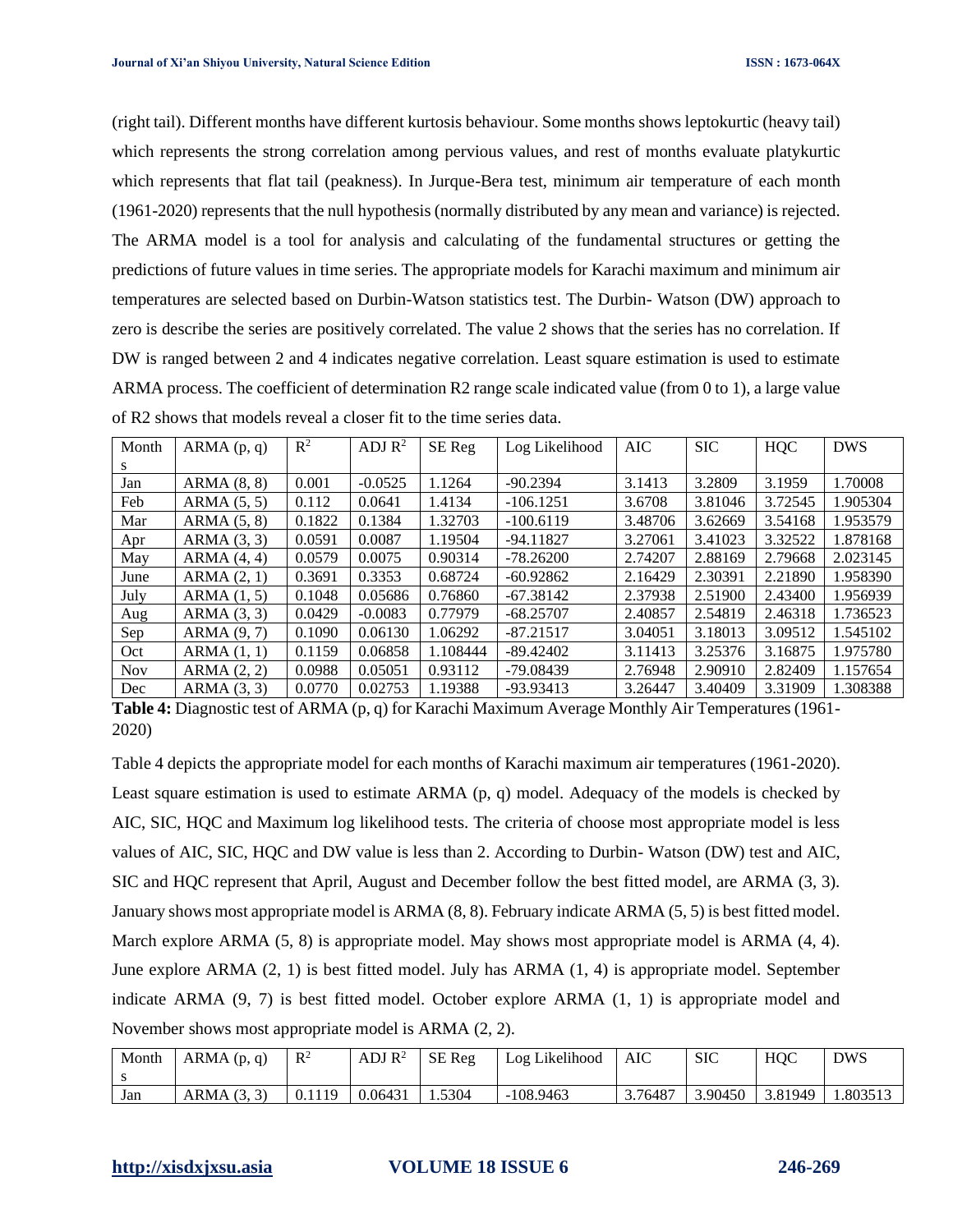(right tail). Different months have different kurtosis behaviour. Some months shows leptokurtic (heavy tail) which represents the strong correlation among pervious values, and rest of months evaluate platykurtic which represents that flat tail (peakness). In Jurque-Bera test, minimum air temperature of each month (1961-2020) represents that the null hypothesis (normally distributed by any mean and variance) is rejected. The ARMA model is a tool for analysis and calculating of the fundamental structures or getting the predictions of future values in time series. The appropriate models for Karachi maximum and minimum air temperatures are selected based on Durbin-Watson statistics test. The Durbin- Watson (DW) approach to zero is describe the series are positively correlated. The value 2 shows that the series has no correlation. If DW is ranged between 2 and 4 indicates negative correlation. Least square estimation is used to estimate ARMA process. The coefficient of determination R2 range scale indicated value (from 0 to 1), a large value of R2 shows that models reveal a closer fit to the time series data.

| Months | ARMA (p, q) | $R^2$ | ADJ $R^2$ | SE Reg | Log Likelihood | AIC | SIC | HQC | DWS |
|---|---|---|---|---|---|---|---|---|---|
| Jan | ARMA (8, 8) | 0.001 | -0.0525 | 1.1264 | -90.2394 | 3.1413 | 3.2809 | 3.1959 | 1.70008 |
| Feb | ARMA (5, 5) | 0.112 | 0.0641 | 1.4134 | -106.1251 | 3.6708 | 3.81046 | 3.72545 | 1.905304 |
| Mar | ARMA (5, 8) | 0.1822 | 0.1384 | 1.32703 | -100.6119 | 3.48706 | 3.62669 | 3.54168 | 1.953579 |
| Apr | ARMA (3, 3) | 0.0591 | 0.0087 | 1.19504 | -94.11827 | 3.27061 | 3.41023 | 3.32522 | 1.878168 |
| May | ARMA (4, 4) | 0.0579 | 0.0075 | 0.90314 | -78.26200 | 2.74207 | 2.88169 | 2.79668 | 2.023145 |
| June | ARMA (2, 1) | 0.3691 | 0.3353 | 0.68724 | -60.92862 | 2.16429 | 2.30391 | 2.21890 | 1.958390 |
| July | ARMA (1, 5) | 0.1048 | 0.05686 | 0.76860 | -67.38142 | 2.37938 | 2.51900 | 2.43400 | 1.956939 |
| Aug | ARMA (3, 3) | 0.0429 | -0.0083 | 0.77979 | -68.25707 | 2.40857 | 2.54819 | 2.46318 | 1.736523 |
| Sep | ARMA (9, 7) | 0.1090 | 0.06130 | 1.06292 | -87.21517 | 3.04051 | 3.18013 | 3.09512 | 1.545102 |
| Oct | ARMA (1, 1) | 0.1159 | 0.06858 | 1.108444 | -89.42402 | 3.11413 | 3.25376 | 3.16875 | 1.975780 |
| Nov | ARMA (2, 2) | 0.0988 | 0.05051 | 0.93112 | -79.08439 | 2.76948 | 2.90910 | 2.82409 | 1.157654 |
| Dec | ARMA (3, 3) | 0.0770 | 0.02753 | 1.19388 | -93.93413 | 3.26447 | 3.40409 | 3.31909 | 1.308388 |

**Table 4:** Diagnostic test of ARMA (p, q) for Karachi Maximum Average Monthly Air Temperatures (1961-2020)

Table 4 depicts the appropriate model for each months of Karachi maximum air temperatures (1961-2020). Least square estimation is used to estimate ARMA (p, q) model. Adequacy of the models is checked by AIC, SIC, HQC and Maximum log likelihood tests. The criteria of choose most appropriate model is less values of AIC, SIC, HQC and DW value is less than 2. According to Durbin- Watson (DW) test and AIC, SIC and HQC represent that April, August and December follow the best fitted model, are ARMA (3, 3). January shows most appropriate model is ARMA (8, 8). February indicate ARMA (5, 5) is best fitted model. March explore ARMA (5, 8) is appropriate model. May shows most appropriate model is ARMA (4, 4). June explore ARMA (2, 1) is best fitted model. July has ARMA (1, 4) is appropriate model. September indicate ARMA (9, 7) is best fitted model. October explore ARMA (1, 1) is appropriate model and November shows most appropriate model is ARMA (2, 2).

| Months | ARMA (p, q) | $R^2$ | ADJ $R^2$ | SE Reg | Log Likelihood | AIC | SIC | HQC | DWS |
|---|---|---|---|---|---|---|---|---|---|
| Jan | ARMA (3, 3) | 0.1119 | 0.06431 | 1.5304 | -108.9463 | 3.76487 | 3.90450 | 3.81949 | 1.803513 |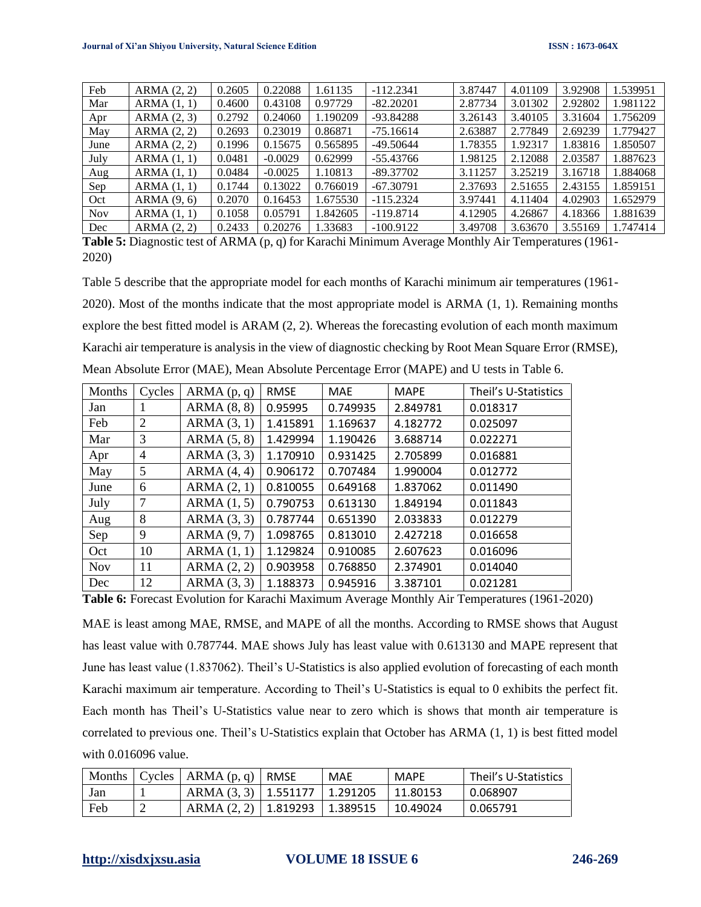| Feb | ARMA (2, 2) | 0.2605 | 0.22088 | 1.61135 | -112.2341 | 3.87447 | 4.01109 | 3.92908 | 1.539951 |
|---|---|---|---|---|---|---|---|---|---|
| Mar | ARMA (1, 1) | 0.4600 | 0.43108 | 0.97729 | -82.20201 | 2.87734 | 3.01302 | 2.92802 | 1.981122 |
| Apr | ARMA (2, 3) | 0.2792 | 0.24060 | 1.190209 | -93.84288 | 3.26143 | 3.40105 | 3.31604 | 1.756209 |
| May | ARMA (2, 2) | 0.2693 | 0.23019 | 0.86871 | -75.16614 | 2.63887 | 2.77849 | 2.69239 | 1.779427 |
| June | ARMA (2, 2) | 0.1996 | 0.15675 | 0.565895 | -49.50644 | 1.78355 | 1.92317 | 1.83816 | 1.850507 |
| July | ARMA (1, 1) | 0.0481 | -0.0029 | 0.62999 | -55.43766 | 1.98125 | 2.12088 | 2.03587 | 1.887623 |
| Aug | ARMA (1, 1) | 0.0484 | -0.0025 | 1.10813 | -89.37702 | 3.11257 | 3.25219 | 3.16718 | 1.884068 |
| Sep | ARMA (1, 1) | 0.1744 | 0.13022 | 0.766019 | -67.30791 | 2.37693 | 2.51655 | 2.43155 | 1.859151 |
| Oct | ARMA (9, 6) | 0.2070 | 0.16453 | 1.675530 | -115.2324 | 3.97441 | 4.11404 | 4.02903 | 1.652979 |
| Nov | ARMA (1, 1) | 0.1058 | 0.05791 | 1.842605 | -119.8714 | 4.12905 | 4.26867 | 4.18366 | 1.881639 |
| Dec | ARMA (2, 2) | 0.2433 | 0.20276 | 1.33683 | -100.9122 | 3.49708 | 3.63670 | 3.55169 | 1.747414 |

**Table 5:** Diagnostic test of ARMA (p, q) for Karachi Minimum Average Monthly Air Temperatures (1961-2020)

Table 5 describe that the appropriate model for each months of Karachi minimum air temperatures (1961-2020). Most of the months indicate that the most appropriate model is ARMA (1, 1). Remaining months explore the best fitted model is ARAM (2, 2). Whereas the forecasting evolution of each month maximum Karachi air temperature is analysis in the view of diagnostic checking by Root Mean Square Error (RMSE), Mean Absolute Error (MAE), Mean Absolute Percentage Error (MAPE) and U tests in Table 6.

| Months | Cycles | ARMA (p, q) | RMSE | MAE | MAPE | Theil's U-Statistics |
|---|---|---|---|---|---|---|
| Jan | 1 | ARMA (8, 8) | 0.95995 | 0.749935 | 2.849781 | 0.018317 |
| Feb | 2 | ARMA (3, 1) | 1.415891 | 1.169637 | 4.182772 | 0.025097 |
| Mar | 3 | ARMA (5, 8) | 1.429994 | 1.190426 | 3.688714 | 0.022271 |
| Apr | 4 | ARMA (3, 3) | 1.170910 | 0.931425 | 2.705899 | 0.016881 |
| May | 5 | ARMA (4, 4) | 0.906172 | 0.707484 | 1.990004 | 0.012772 |
| June | 6 | ARMA (2, 1) | 0.810055 | 0.649168 | 1.837062 | 0.011490 |
| July | 7 | ARMA (1, 5) | 0.790753 | 0.613130 | 1.849194 | 0.011843 |
| Aug | 8 | ARMA (3, 3) | 0.787744 | 0.651390 | 2.033833 | 0.012279 |
| Sep | 9 | ARMA (9, 7) | 1.098765 | 0.813010 | 2.427218 | 0.016658 |
| Oct | 10 | ARMA (1, 1) | 1.129824 | 0.910085 | 2.607623 | 0.016096 |
| Nov | 11 | ARMA (2, 2) | 0.903958 | 0.768850 | 2.374901 | 0.014040 |
| Dec | 12 | ARMA (3, 3) | 1.188373 | 0.945916 | 3.387101 | 0.021281 |

**Table 6:** Forecast Evolution for Karachi Maximum Average Monthly Air Temperatures (1961-2020)

MAE is least among MAE, RMSE, and MAPE of all the months. According to RMSE shows that August has least value with 0.787744. MAE shows July has least value with 0.613130 and MAPE represent that June has least value (1.837062). Theil's U-Statistics is also applied evolution of forecasting of each month Karachi maximum air temperature. According to Theil's U-Statistics is equal to 0 exhibits the perfect fit. Each month has Theil's U-Statistics value near to zero which is shows that month air temperature is correlated to previous one. Theil's U-Statistics explain that October has ARMA (1, 1) is best fitted model with 0.016096 value.

| Months | Cycles | ARMA (p, q) | RMSE | MAE | MAPE | Theil's U-Statistics |
|---|---|---|---|---|---|---|
| Jan | 1 | ARMA (3, 3) | 1.551177 | 1.291205 | 11.80153 | 0.068907 |
| Feb | 2 | ARMA (2, 2) | 1.819293 | 1.389515 | 10.49024 | 0.065791 |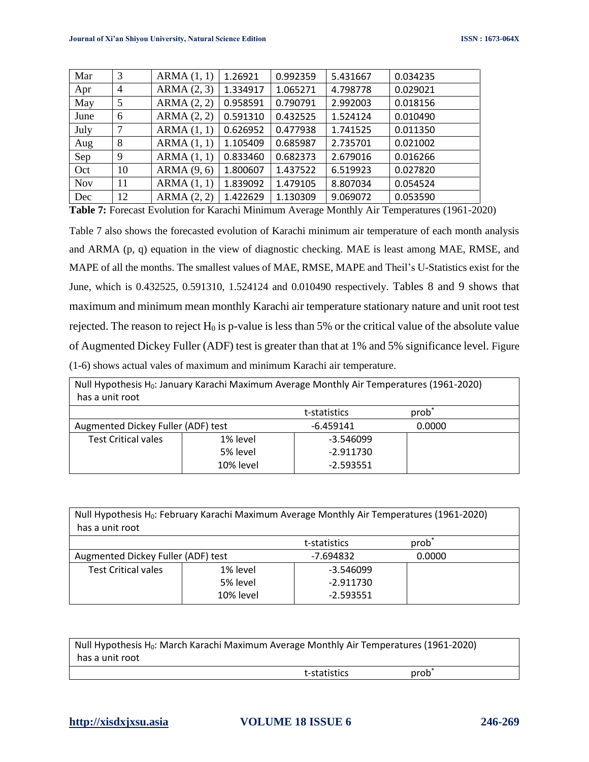| Mar | 3 | ARMA (1, 1) | 1.26921 | 0.992359 | 5.431667 | 0.034235 |
|---|---|---|---|---|---|---|
| Apr | 4 | ARMA (2, 3) | 1.334917 | 1.065271 | 4.798778 | 0.029021 |
| May | 5 | ARMA (2, 2) | 0.958591 | 0.790791 | 2.992003 | 0.018156 |
| June | 6 | ARMA (2, 2) | 0.591310 | 0.432525 | 1.524124 | 0.010490 |
| July | 7 | ARMA (1, 1) | 0.626952 | 0.477938 | 1.741525 | 0.011350 |
| Aug | 8 | ARMA (1, 1) | 1.105409 | 0.685987 | 2.735701 | 0.021002 |
| Sep | 9 | ARMA (1, 1) | 0.833460 | 0.682373 | 2.679016 | 0.016266 |
| Oct | 10 | ARMA (9, 6) | 1.800607 | 1.437522 | 6.519923 | 0.027820 |
| Nov | 11 | ARMA (1, 1) | 1.839092 | 1.479105 | 8.807034 | 0.054524 |
| Dec | 12 | ARMA (2, 2) | 1.422629 | 1.130309 | 9.069072 | 0.053590 |

**Table 7:** Forecast Evolution for Karachi Minimum Average Monthly Air Temperatures (1961-2020)

Table 7 also shows the forecasted evolution of Karachi minimum air temperature of each month analysis and ARMA (p, q) equation in the view of diagnostic checking. MAE is least among MAE, RMSE, and MAPE of all the months. The smallest values of MAE, RMSE, MAPE and Theil's U-Statistics exist for the June, which is 0.432525, 0.591310, 1.524124 and 0.010490 respectively. Tables 8 and 9 shows that maximum and minimum mean monthly Karachi air temperature stationary nature and unit root test rejected. The reason to reject $H_0$ is p-value is less than 5% or the critical value of the absolute value of Augmented Dickey Fuller (ADF) test is greater than that at 1% and 5% significance level. Figure (1-6) shows actual vales of maximum and minimum Karachi air temperature.

| Null Hypothesis $H_0$: January Karachi Maximum Average Monthly Air Temperatures (1961-2020) has a unit root | | | |
|---|---|---|---|
| | | t-statistics | prob* |
| Augmented Dickey Fuller (ADF) test | | -6.459141 | 0.0000 |
| Test Critical vales | 1% level | -3.546099 | |
| | 5% level | -2.911730 | |
| | 10% level | -2.593551 | |

| Null Hypothesis $H_0$: February Karachi Maximum Average Monthly Air Temperatures (1961-2020) has a unit root | | | |
|---|---|---|---|
| | | t-statistics | prob* |
| Augmented Dickey Fuller (ADF) test | | -7.694832 | 0.0000 |
| Test Critical vales | 1% level | -3.546099 | |
| | 5% level | -2.911730 | |
| | 10% level | -2.593551 | |

| Null Hypothesis $H_0$: March Karachi Maximum Average Monthly Air Temperatures (1961-2020) has a unit root | | | |
|---|---|---|---|
| | | t-statistics | prob* |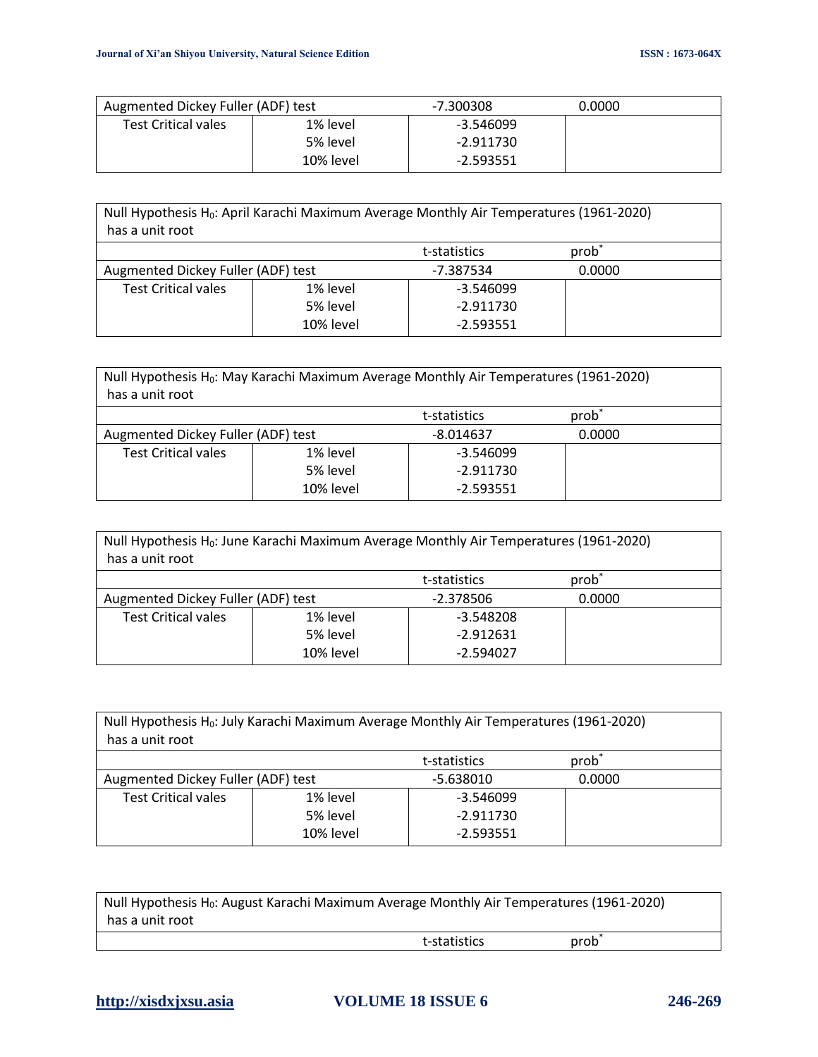| Augmented Dickey Fuller (ADF) test | | -7.300308 | 0.0000 |
|---|---|---|---|
| Test Critical vales | 1% level | -3.546099 | |
| | 5% level | -2.911730 | |
| | 10% level | -2.593551 | |

| Null Hypothesis $H_0$: April Karachi Maximum Average Monthly Air Temperatures (1961-2020) has a unit root | | | |
|---|---|---|---|
| | | t-statistics | prob* |
| Augmented Dickey Fuller (ADF) test | | -7.387534 | 0.0000 |
| Test Critical vales | 1% level | -3.546099 | |
| | 5% level | -2.911730 | |
| | 10% level | -2.593551 | |

| Null Hypothesis $H_0$: May Karachi Maximum Average Monthly Air Temperatures (1961-2020) has a unit root | | | |
|---|---|---|---|
| | | t-statistics | prob* |
| Augmented Dickey Fuller (ADF) test | | -8.014637 | 0.0000 |
| Test Critical vales | 1% level | -3.546099 | |
| | 5% level | -2.911730 | |
| | 10% level | -2.593551 | |

| Null Hypothesis $H_0$: June Karachi Maximum Average Monthly Air Temperatures (1961-2020) has a unit root | | | |
|---|---|---|---|
| | | t-statistics | prob* |
| Augmented Dickey Fuller (ADF) test | | -2.378506 | 0.0000 |
| Test Critical vales | 1% level | -3.548208 | |
| | 5% level | -2.912631 | |
| | 10% level | -2.594027 | |

| Null Hypothesis $H_0$: July Karachi Maximum Average Monthly Air Temperatures (1961-2020) has a unit root | | | |
|---|---|---|---|
| | | t-statistics | prob* |
| Augmented Dickey Fuller (ADF) test | | -5.638010 | 0.0000 |
| Test Critical vales | 1% level | -3.546099 | |
| | 5% level | -2.911730 | |
| | 10% level | -2.593551 | |

| Null Hypothesis $H_0$: August Karachi Maximum Average Monthly Air Temperatures (1961-2020) has a unit root | | | |
|---|---|---|---|
| | | t-statistics | prob* |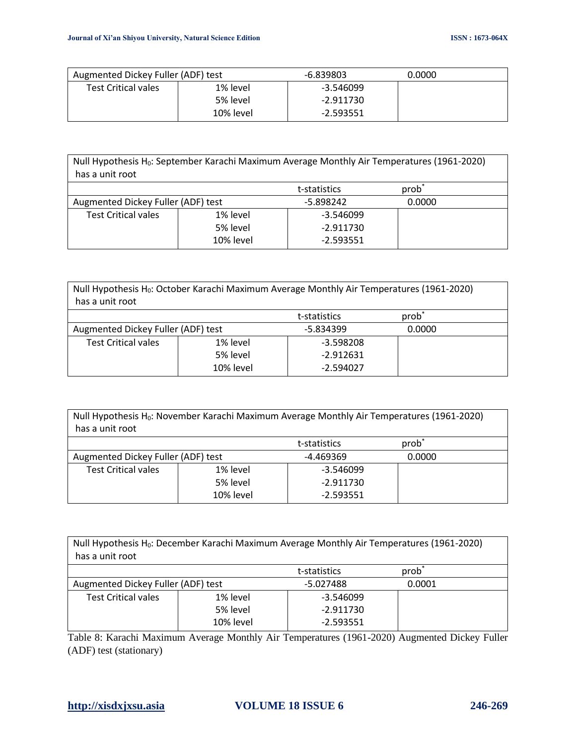| Augmented Dickey Fuller (ADF) test | | -6.839803 | 0.0000 |
|---|---|---|---|
| Test Critical vales | 1% level | -3.546099 | |
| | 5% level | -2.911730 | |
| | 10% level | -2.593551 | |

| Null Hypothesis $H_0$: September Karachi Maximum Average Monthly Air Temperatures (1961-2020) has a unit root | | | |
|---|---|---|---|
| | | t-statistics | prob* |
| Augmented Dickey Fuller (ADF) test | | -5.898242 | 0.0000 |
| Test Critical vales | 1% level | -3.546099 | |
| | 5% level | -2.911730 | |
| | 10% level | -2.593551 | |

| Null Hypothesis $H_0$: October Karachi Maximum Average Monthly Air Temperatures (1961-2020) has a unit root | | | |
|---|---|---|---|
| | | t-statistics | prob* |
| Augmented Dickey Fuller (ADF) test | | -5.834399 | 0.0000 |
| Test Critical vales | 1% level | -3.598208 | |
| | 5% level | -2.912631 | |
| | 10% level | -2.594027 | |

| Null Hypothesis $H_0$: November Karachi Maximum Average Monthly Air Temperatures (1961-2020) has a unit root | | | |
|---|---|---|---|
| | | t-statistics | prob* |
| Augmented Dickey Fuller (ADF) test | | -4.469369 | 0.0000 |
| Test Critical vales | 1% level | -3.546099 | |
| | 5% level | -2.911730 | |
| | 10% level | -2.593551 | |

| Null Hypothesis $H_0$: December Karachi Maximum Average Monthly Air Temperatures (1961-2020) has a unit root | | | |
|---|---|---|---|
| | | t-statistics | prob* |
| Augmented Dickey Fuller (ADF) test | | -5.027488 | 0.0001 |
| Test Critical vales | 1% level | -3.546099 | |
| | 5% level | -2.911730 | |
| | 10% level | -2.593551 | |

Table 8: Karachi Maximum Average Monthly Air Temperatures (1961-2020) Augmented Dickey Fuller (ADF) test (stationary)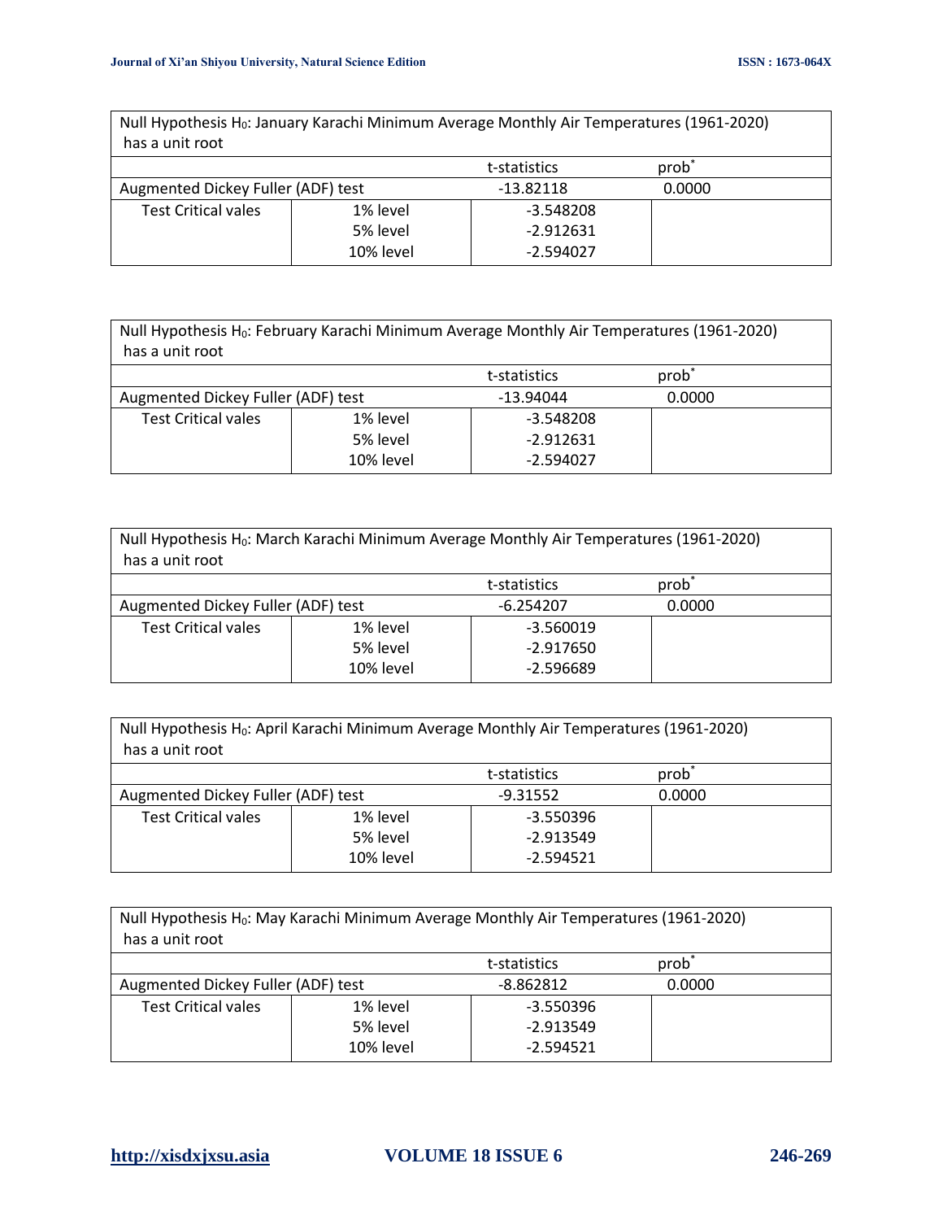| Null Hypothesis $H_0$: January Karachi Minimum Average Monthly Air Temperatures (1961-2020) has a unit root | | | |
|---|---|---|---|
| | | t-statistics | prob* |
| Augmented Dickey Fuller (ADF) test | | -13.82118 | 0.0000 |
| Test Critical vales | 1% level | -3.548208 | |
| | 5% level | -2.912631 | |
| | 10% level | -2.594027 | |

| Null Hypothesis $H_0$: February Karachi Minimum Average Monthly Air Temperatures (1961-2020) has a unit root | | | |
|---|---|---|---|
| | | t-statistics | prob* |
| Augmented Dickey Fuller (ADF) test | | -13.94044 | 0.0000 |
| Test Critical vales | 1% level | -3.548208 | |
| | 5% level | -2.912631 | |
| | 10% level | -2.594027 | |

| Null Hypothesis $H_0$: March Karachi Minimum Average Monthly Air Temperatures (1961-2020) has a unit root | | | |
|---|---|---|---|
| | | t-statistics | prob* |
| Augmented Dickey Fuller (ADF) test | | -6.254207 | 0.0000 |
| Test Critical vales | 1% level | -3.560019 | |
| | 5% level | -2.917650 | |
| | 10% level | -2.596689 | |

| Null Hypothesis $H_0$: April Karachi Minimum Average Monthly Air Temperatures (1961-2020) has a unit root | | | |
|---|---|---|---|
| | | t-statistics | prob* |
| Augmented Dickey Fuller (ADF) test | | -9.31552 | 0.0000 |
| Test Critical vales | 1% level | -3.550396 | |
| | 5% level | -2.913549 | |
| | 10% level | -2.594521 | |

| Null Hypothesis $H_0$: May Karachi Minimum Average Monthly Air Temperatures (1961-2020) has a unit root | | | |
|---|---|---|---|
| | | t-statistics | prob* |
| Augmented Dickey Fuller (ADF) test | | -8.862812 | 0.0000 |
| Test Critical vales | 1% level | -3.550396 | |
| | 5% level | -2.913549 | |
| | 10% level | -2.594521 | |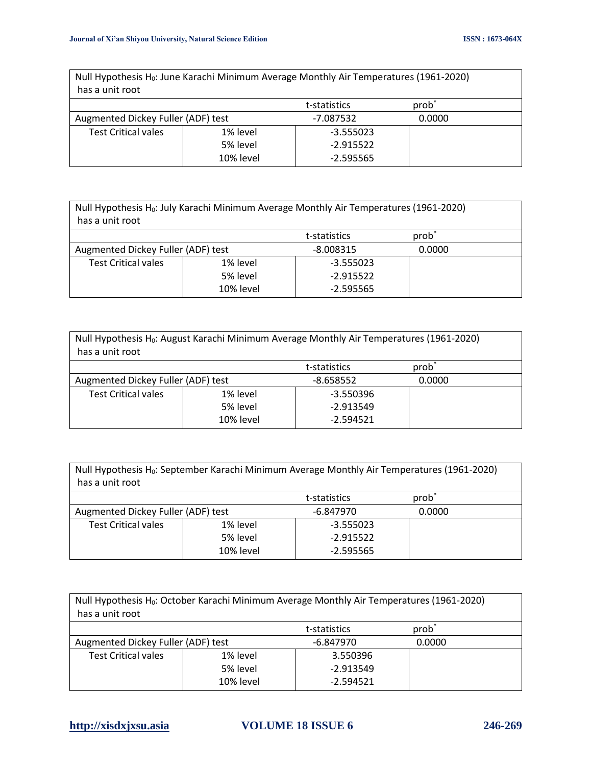| Null Hypothesis $H_0$: June Karachi Minimum Average Monthly Air Temperatures (1961-2020) has a unit root | | | |
|---|---|---|---|
| | | t-statistics | prob* |
| Augmented Dickey Fuller (ADF) test | | -7.087532 | 0.0000 |
| Test Critical vales | 1% level | -3.555023 | |
| | 5% level | -2.915522 | |
| | 10% level | -2.595565 | |

| Null Hypothesis $H_0$: July Karachi Minimum Average Monthly Air Temperatures (1961-2020) has a unit root | | | |
|---|---|---|---|
| | | t-statistics | prob* |
| Augmented Dickey Fuller (ADF) test | | -8.008315 | 0.0000 |
| Test Critical vales | 1% level | -3.555023 | |
| | 5% level | -2.915522 | |
| | 10% level | -2.595565 | |

| Null Hypothesis $H_0$: August Karachi Minimum Average Monthly Air Temperatures (1961-2020) has a unit root | | | |
|---|---|---|---|
| | | t-statistics | prob* |
| Augmented Dickey Fuller (ADF) test | | -8.658552 | 0.0000 |
| Test Critical vales | 1% level | -3.550396 | |
| | 5% level | -2.913549 | |
| | 10% level | -2.594521 | |

| Null Hypothesis $H_0$: September Karachi Minimum Average Monthly Air Temperatures (1961-2020) has a unit root | | | |
|---|---|---|---|
| | | t-statistics | prob* |
| Augmented Dickey Fuller (ADF) test | | -6.847970 | 0.0000 |
| Test Critical vales | 1% level | -3.555023 | |
| | 5% level | -2.915522 | |
| | 10% level | -2.595565 | |

| Null Hypothesis $H_0$: October Karachi Minimum Average Monthly Air Temperatures (1961-2020) has a unit root | | | |
|---|---|---|---|
| | | t-statistics | prob* |
| Augmented Dickey Fuller (ADF) test | | -6.847970 | 0.0000 |
| Test Critical vales | 1% level | 3.550396 | |
| | 5% level | -2.913549 | |
| | 10% level | -2.594521 | |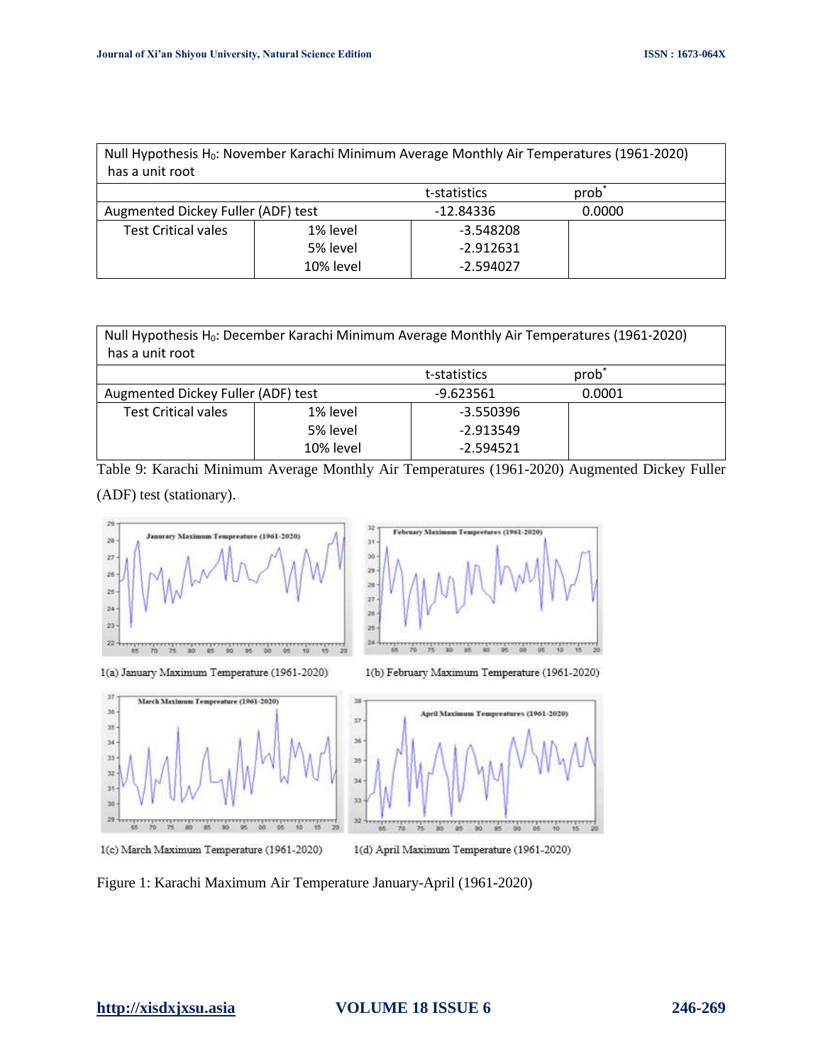| Null Hypothesis $H_0$: November Karachi Minimum Average Monthly Air Temperatures (1961-2020) has a unit root | | | |
|---|---|---|---|
| | | t-statistics | prob* |
| Augmented Dickey Fuller (ADF) test | | -12.84336 | 0.0000 |
| Test Critical vales | 1% level | -3.548208 | |
| | 5% level | -2.912631 | |
| | 10% level | -2.594027 | |

| Null Hypothesis $H_0$: December Karachi Minimum Average Monthly Air Temperatures (1961-2020) has a unit root | | | |
|---|---|---|---|
| | | t-statistics | prob* |
| Augmented Dickey Fuller (ADF) test | | -9.623561 | 0.0001 |
| Test Critical vales | 1% level | -3.550396 | |
| | 5% level | -2.913549 | |
| | 10% level | -2.594521 | |

Table 9: Karachi Minimum Average Monthly Air Temperatures (1961-2020) Augmented Dickey Fuller (ADF) test (stationary).

1(a) January Maximum Temperature (1961-2020)

1(b) February Maximum Temperature (1961-2020)

1(c) March Maximum Temperature (1961-2020)

1(d) April Maximum Temperature (1961-2020)

Figure 1: Karachi Maximum Air Temperature January-April (1961-2020)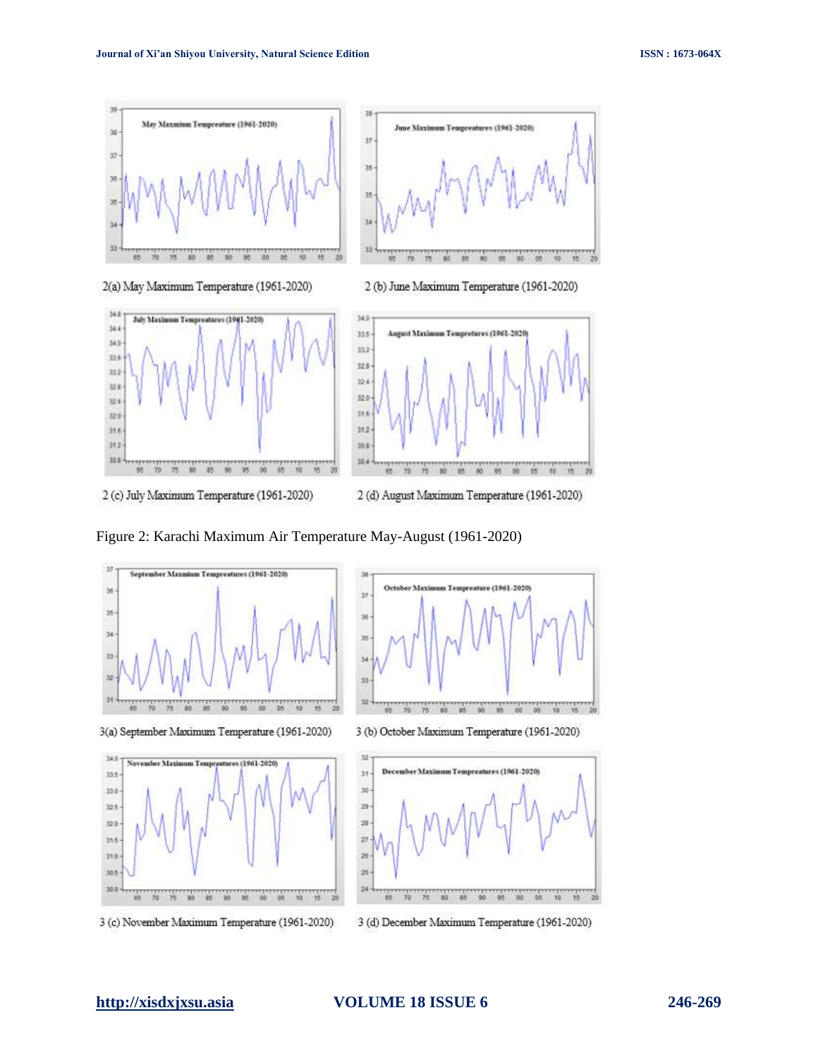2(a) May Maximum Temperature (1961-2020)

2 (b) June Maximum Temperature (1961-2020)

2 (c) July Maximum Temperature (1961-2020)

2 (d) August Maximum Temperature (1961-2020)

Figure 2: Karachi Maximum Air Temperature May-August (1961-2020)

3(a) September Maximum Temperature (1961-2020)

3 (b) October Maximum Temperature (1961-2020)

3 (c) November Maximum Temperature (1961-2020)

3 (d) December Maximum Temperature (1961-2020)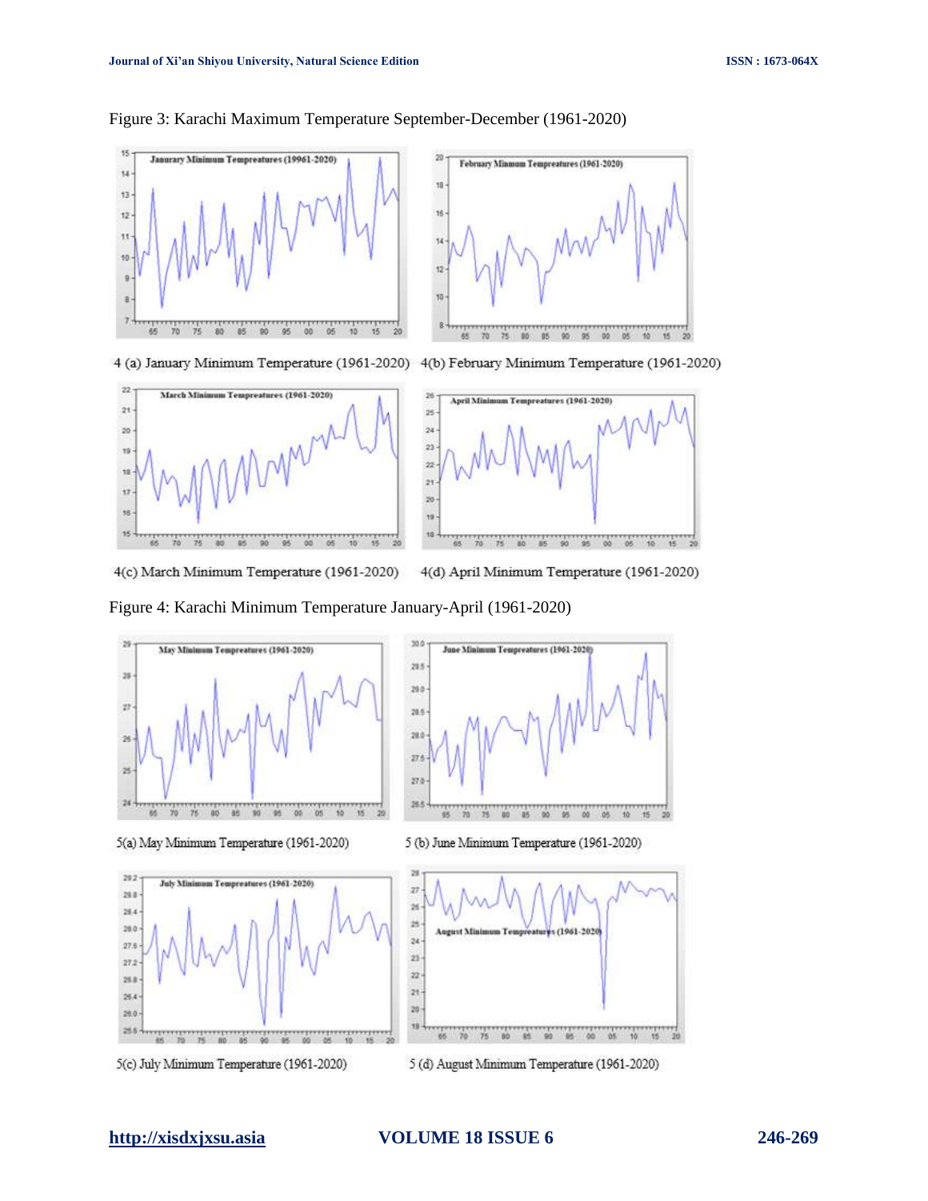Figure 3: Karachi Maximum Temperature September-December (1961-2020)

4 (a) January Minimum Temperature (1961-2020) 4(b) February Minimum Temperature (1961-2020)

4(c) March Minimum Temperature (1961-2020) 4(d) April Minimum Temperature (1961-2020)

Figure 4: Karachi Minimum Temperature January-April (1961-2020)

5(a) May Minimum Temperature (1961-2020) 5 (b) June Minimum Temperature (1961-2020)

5(c) July Minimum Temperature (1961-2020) 5 (d) August Minimum Temperature (1961-2020)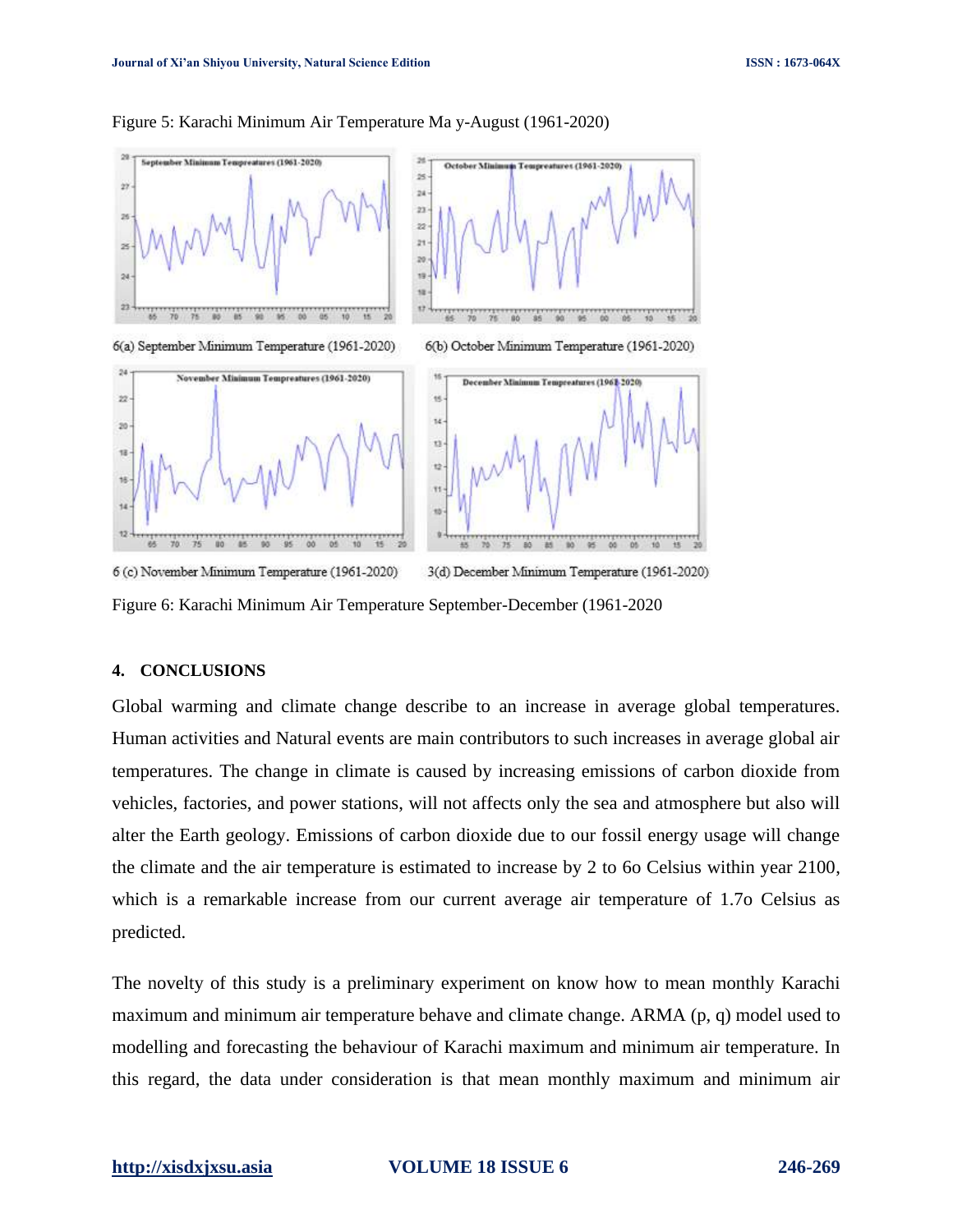Figure 5: Karachi Minimum Air Temperature Ma y-August (1961-2020)

6(a) September Minimum Temperature (1961-2020)

6(b) October Minimum Temperature (1961-2020)

6 (c) November Minimum Temperature (1961-2020)

3(d) December Minimum Temperature (1961-2020)

Figure 6: Karachi Minimum Air Temperature September-December (1961-2020

## 4. CONCLUSIONS

Global warming and climate change describe to an increase in average global temperatures. Human activities and Natural events are main contributors to such increases in average global air temperatures. The change in climate is caused by increasing emissions of carbon dioxide from vehicles, factories, and power stations, will not affects only the sea and atmosphere but also will alter the Earth geology. Emissions of carbon dioxide due to our fossil energy usage will change the climate and the air temperature is estimated to increase by 2 to 6o Celsius within year 2100, which is a remarkable increase from our current average air temperature of 1.7o Celsius as predicted.

The novelty of this study is a preliminary experiment on know how to mean monthly Karachi maximum and minimum air temperature behave and climate change. ARMA (p, q) model used to modelling and forecasting the behaviour of Karachi maximum and minimum air temperature. In this regard, the data under consideration is that mean monthly maximum and minimum air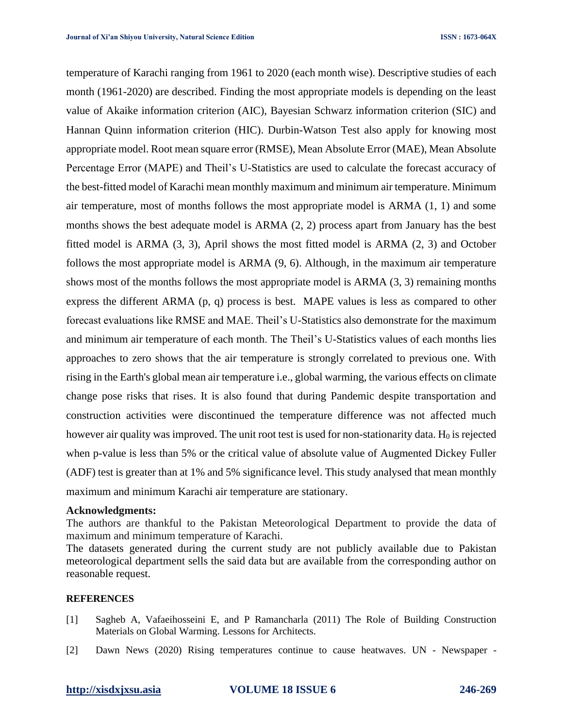temperature of Karachi ranging from 1961 to 2020 (each month wise). Descriptive studies of each month (1961-2020) are described. Finding the most appropriate models is depending on the least value of Akaike information criterion (AIC), Bayesian Schwarz information criterion (SIC) and Hannan Quinn information criterion (HIC). Durbin-Watson Test also apply for knowing most appropriate model. Root mean square error (RMSE), Mean Absolute Error (MAE), Mean Absolute Percentage Error (MAPE) and Theil's U-Statistics are used to calculate the forecast accuracy of the best-fitted model of Karachi mean monthly maximum and minimum air temperature. Minimum air temperature, most of months follows the most appropriate model is ARMA (1, 1) and some months shows the best adequate model is ARMA (2, 2) process apart from January has the best fitted model is ARMA (3, 3), April shows the most fitted model is ARMA (2, 3) and October follows the most appropriate model is ARMA (9, 6). Although, in the maximum air temperature shows most of the months follows the most appropriate model is ARMA (3, 3) remaining months express the different ARMA (p, q) process is best. MAPE values is less as compared to other forecast evaluations like RMSE and MAE. Theil's U-Statistics also demonstrate for the maximum and minimum air temperature of each month. The Theil's U-Statistics values of each months lies approaches to zero shows that the air temperature is strongly correlated to previous one. With rising in the Earth's global mean air temperature i.e., global warming, the various effects on climate change pose risks that rises. It is also found that during Pandemic despite transportation and construction activities were discontinued the temperature difference was not affected much however air quality was improved. The unit root test is used for non-stationarity data. $H_0$ is rejected when p-value is less than 5% or the critical value of absolute value of Augmented Dickey Fuller (ADF) test is greater than at 1% and 5% significance level. This study analysed that mean monthly maximum and minimum Karachi air temperature are stationary.

**Acknowledgments:**

The authors are thankful to the Pakistan Meteorological Department to provide the data of maximum and minimum temperature of Karachi.

The datasets generated during the current study are not publicly available due to Pakistan meteorological department sells the said data but are available from the corresponding author on reasonable request.

**REFERENCES**

[1] Sagheb A, Vafaeihosseini E, and P Ramancharla (2011) The Role of Building Construction Materials on Global Warming. Lessons for Architects.

[2] Dawn News (2020) Rising temperatures continue to cause heatwaves. UN - Newspaper -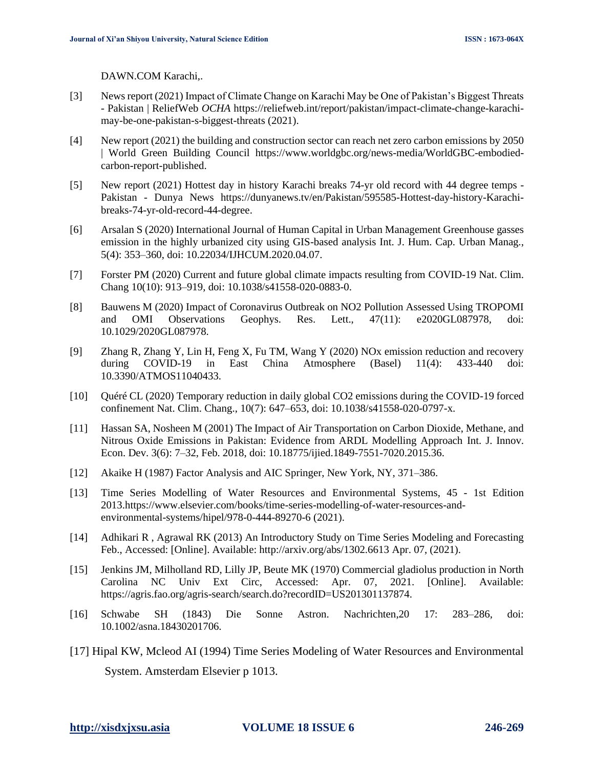DAWN.COM Karachi,.

[3] News report (2021) Impact of Climate Change on Karachi May be One of Pakistan's Biggest Threats - Pakistan | ReliefWeb *OCHA* https://reliefweb.int/report/pakistan/impact-climate-change-karachi-may-be-one-pakistan-s-biggest-threats (2021).

[4] New report (2021) the building and construction sector can reach net zero carbon emissions by 2050 | World Green Building Council https://www.worldgbc.org/news-media/WorldGBC-embodied-carbon-report-published.

[5] New report (2021) Hottest day in history Karachi breaks 74-yr old record with 44 degree temps - Pakistan - Dunya News https://dunyanews.tv/en/Pakistan/595585-Hottest-day-history-Karachi-breaks-74-yr-old-record-44-degree.

[6] Arsalan S (2020) International Journal of Human Capital in Urban Management Greenhouse gasses emission in the highly urbanized city using GIS-based analysis Int. J. Hum. Cap. Urban Manag., 5(4): 353–360, doi: 10.22034/IJHCUM.2020.04.07.

[7] Forster PM (2020) Current and future global climate impacts resulting from COVID-19 Nat. Clim. Chang 10(10): 913–919, doi: 10.1038/s41558-020-0883-0.

[8] Bauwens M (2020) Impact of Coronavirus Outbreak on NO2 Pollution Assessed Using TROPOMI and OMI Observations Geophys. Res. Lett., 47(11): e2020GL087978, doi: 10.1029/2020GL087978.

[9] Zhang R, Zhang Y, Lin H, Feng X, Fu TM, Wang Y (2020) NOx emission reduction and recovery during COVID-19 in East China Atmosphere (Basel) 11(4): 433-440 doi: 10.3390/ATMOS11040433.

[10] Quéré CL (2020) Temporary reduction in daily global CO2 emissions during the COVID-19 forced confinement Nat. Clim. Chang., 10(7): 647–653, doi: 10.1038/s41558-020-0797-x.

[11] Hassan SA, Nosheen M (2001) The Impact of Air Transportation on Carbon Dioxide, Methane, and Nitrous Oxide Emissions in Pakistan: Evidence from ARDL Modelling Approach Int. J. Innov. Econ. Dev. 3(6): 7–32, Feb. 2018, doi: 10.18775/ijied.1849-7551-7020.2015.36.

[12] Akaike H (1987) Factor Analysis and AIC Springer, New York, NY, 371–386.

[13] Time Series Modelling of Water Resources and Environmental Systems, 45 - 1st Edition 2013.https://www.elsevier.com/books/time-series-modelling-of-water-resources-and-environmental-systems/hipel/978-0-444-89270-6 (2021).

[14] Adhikari R , Agrawal RK (2013) An Introductory Study on Time Series Modeling and Forecasting Feb., Accessed: [Online]. Available: http://arxiv.org/abs/1302.6613 Apr. 07, (2021).

[15] Jenkins JM, Milholland RD, Lilly JP, Beute MK (1970) Commercial gladiolus production in North Carolina NC Univ Ext Circ, Accessed: Apr. 07, 2021. [Online]. Available: https://agris.fao.org/agris-search/search.do?recordID=US201301137874.

[16] Schwabe SH (1843) Die Sonne Astron. Nachrichten,20 17: 283–286, doi: 10.1002/asna.18430201706.

[17] Hipal KW, Mcleod AI (1994) Time Series Modeling of Water Resources and Environmental System. Amsterdam Elsevier p 1013.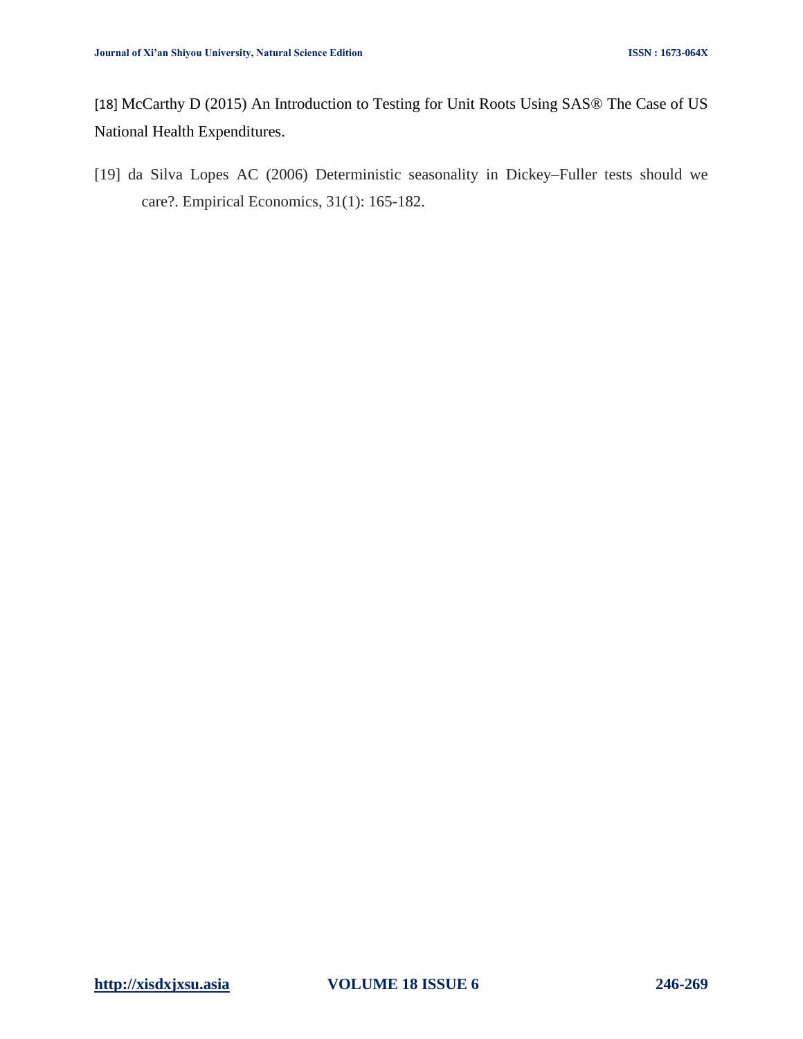[18] McCarthy D (2015) An Introduction to Testing for Unit Roots Using SAS® The Case of US National Health Expenditures.

[19] da Silva Lopes AC (2006) Deterministic seasonality in Dickey–Fuller tests should we care?. Empirical Economics, 31(1): 165-182.